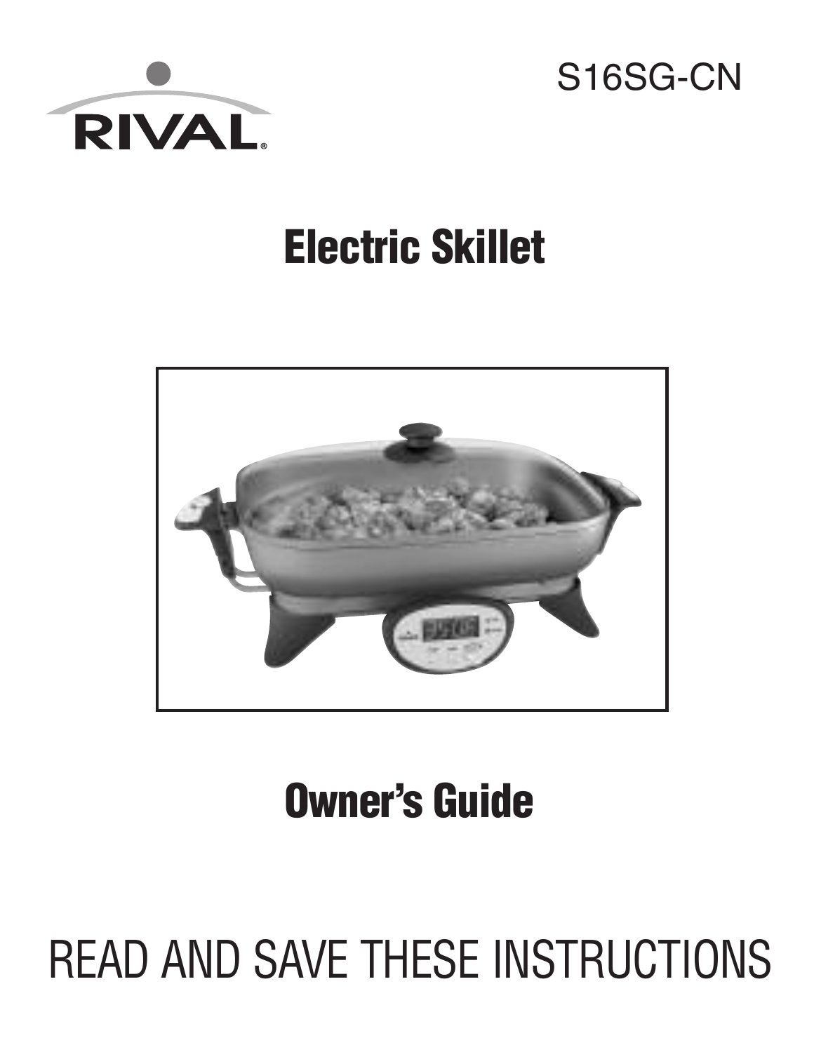RIVAL®

S16SG-CN

# Electric Skillet

## Owner's Guide

READ AND SAVE THESE INSTRUCTIONS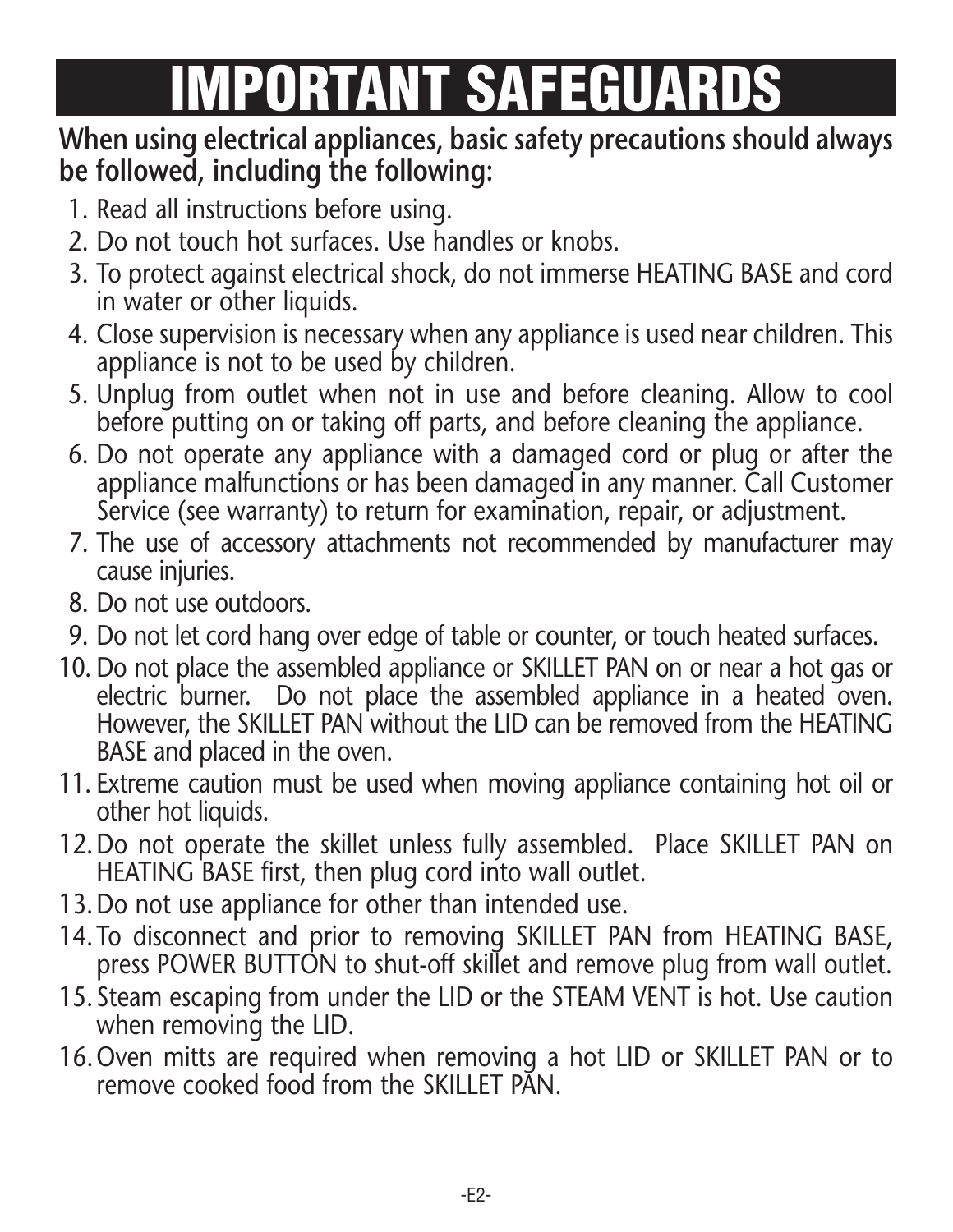# IMPORTANT SAFEGUARDS

**When using electrical appliances, basic safety precautions should always be followed, including the following:**

1. Read all instructions before using.
2. Do not touch hot surfaces. Use handles or knobs.
3. To protect against electrical shock, do not immerse HEATING BASE and cord in water or other liquids.
4. Close supervision is necessary when any appliance is used near children. This appliance is not to be used by children.
5. Unplug from outlet when not in use and before cleaning. Allow to cool before putting on or taking off parts, and before cleaning the appliance.
6. Do not operate any appliance with a damaged cord or plug or after the appliance malfunctions or has been damaged in any manner. Call Customer Service (see warranty) to return for examination, repair, or adjustment.
7. The use of accessory attachments not recommended by manufacturer may cause injuries.
8. Do not use outdoors.
9. Do not let cord hang over edge of table or counter, or touch heated surfaces.
10. Do not place the assembled appliance or SKILLET PAN on or near a hot gas or electric burner. Do not place the assembled appliance in a heated oven. However, the SKILLET PAN without the LID can be removed from the HEATING BASE and placed in the oven.
11. Extreme caution must be used when moving appliance containing hot oil or other hot liquids.
12. Do not operate the skillet unless fully assembled. Place SKILLET PAN on HEATING BASE first, then plug cord into wall outlet.
13. Do not use appliance for other than intended use.
14. To disconnect and prior to removing SKILLET PAN from HEATING BASE, press POWER BUTTON to shut-off skillet and remove plug from wall outlet.
15. Steam escaping from under the LID or the STEAM VENT is hot. Use caution when removing the LID.
16. Oven mitts are required when removing a hot LID or SKILLET PAN or to remove cooked food from the SKILLET PAN.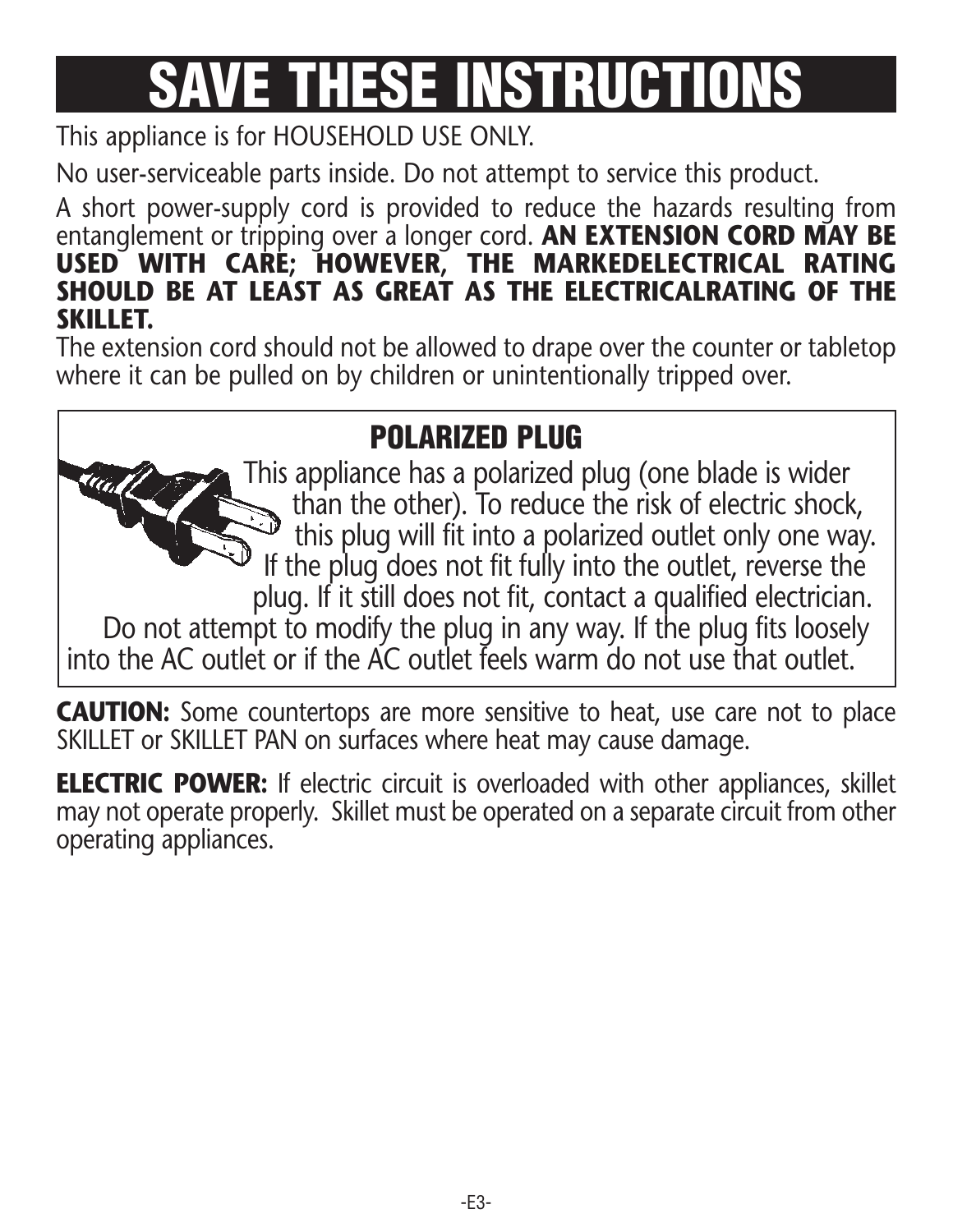# SAVE THESE INSTRUCTIONS

This appliance is for HOUSEHOLD USE ONLY.

No user-serviceable parts inside. Do not attempt to service this product.

A short power-supply cord is provided to reduce the hazards resulting from entanglement or tripping over a longer cord. **AN EXTENSION CORD MAY BE USED WITH CARE; HOWEVER, THE MARKEDELECTRICAL RATING SHOULD BE AT LEAST AS GREAT AS THE ELECTRICALRATING OF THE SKILLET.**
The extension cord should not be allowed to drape over the counter or tabletop where it can be pulled on by children or unintentionally tripped over.

## POLARIZED PLUG

This appliance has a polarized plug (one blade is wider than the other). To reduce the risk of electric shock, this plug will fit into a polarized outlet only one way. If the plug does not fit fully into the outlet, reverse the plug. If it still does not fit, contact a qualified electrician. Do not attempt to modify the plug in any way. If the plug fits loosely into the AC outlet or if the AC outlet feels warm do not use that outlet.

**CAUTION:** Some countertops are more sensitive to heat, use care not to place SKILLET or SKILLET PAN on surfaces where heat may cause damage.

**ELECTRIC POWER:** If electric circuit is overloaded with other appliances, skillet may not operate properly. Skillet must be operated on a separate circuit from other operating appliances.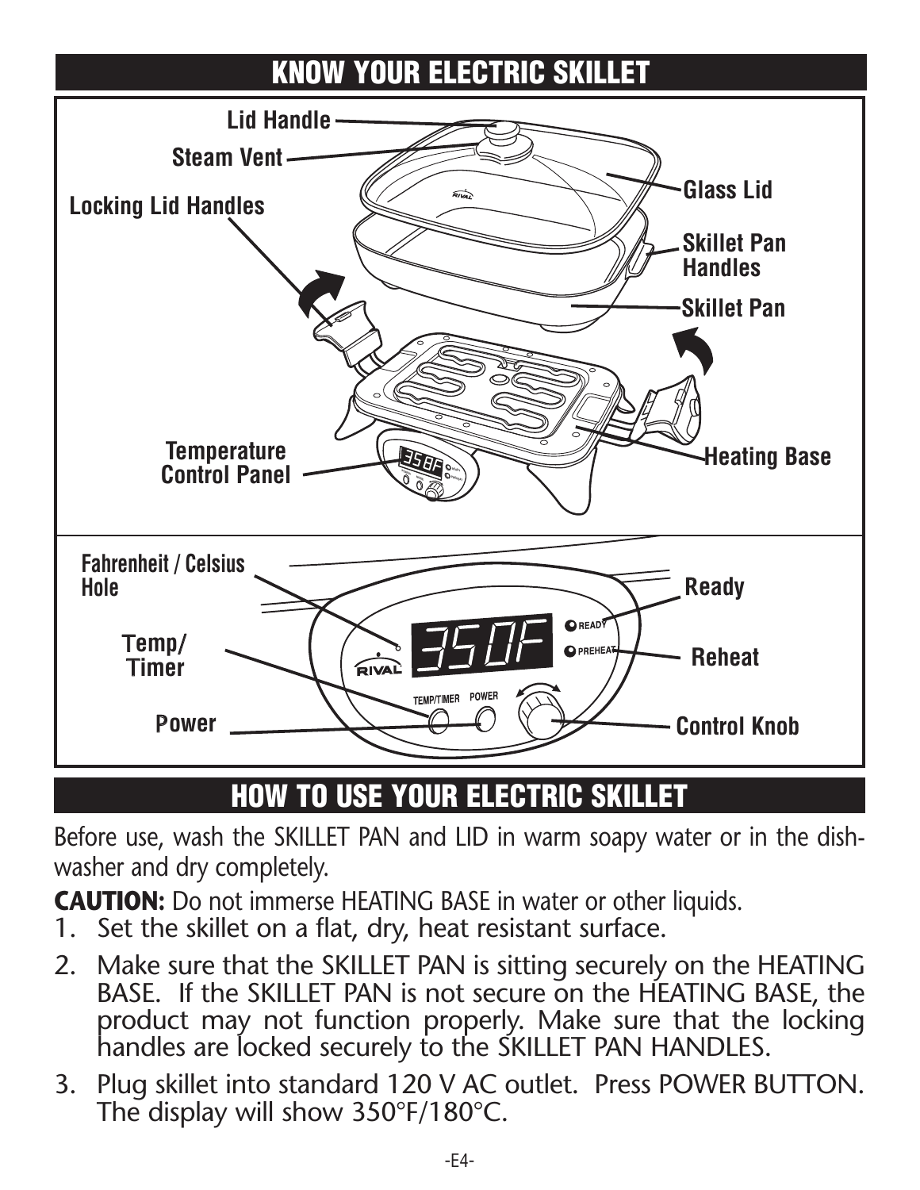## KNOW YOUR ELECTRIC SKILLET

Lid Handle

Steam Vent

Locking Lid Handles

Glass Lid

Skillet Pan Handles

Skillet Pan

Temperature Control Panel

Heating Base

Fahrenheit / Celsius Hole

Ready

Temp/ Timer

Reheat

Power

Control Knob

## HOW TO USE YOUR ELECTRIC SKILLET

Before use, wash the SKILLET PAN and LID in warm soapy water or in the dishwasher and dry completely.

**CAUTION:** Do not immerse HEATING BASE in water or other liquids.

1. Set the skillet on a flat, dry, heat resistant surface.
2. Make sure that the SKILLET PAN is sitting securely on the HEATING BASE. If the SKILLET PAN is not secure on the HEATING BASE, the product may not function properly. Make sure that the locking handles are locked securely to the SKILLET PAN HANDLES.
3. Plug skillet into standard 120 V AC outlet. Press POWER BUTTON. The display will show 350°F/180°C.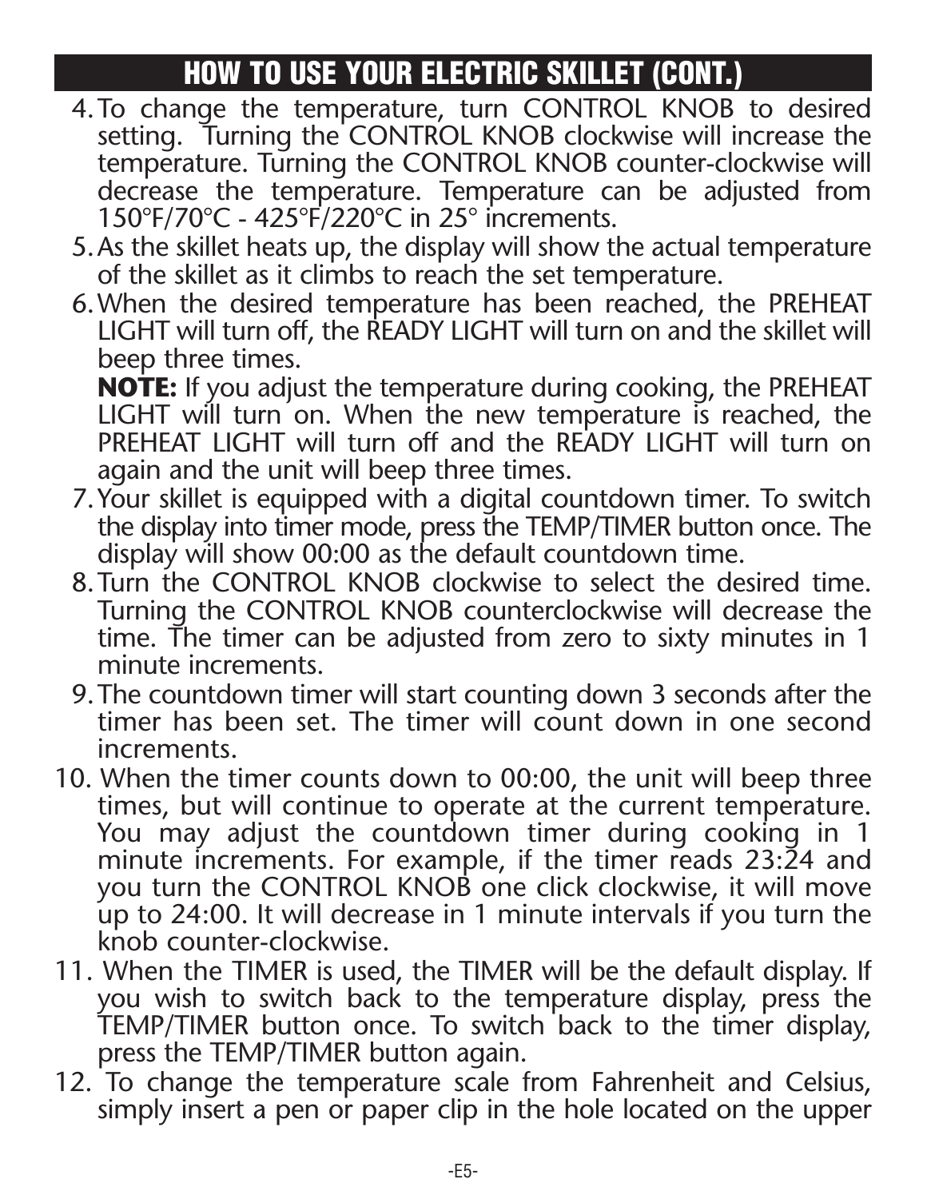## HOW TO USE YOUR ELECTRIC SKILLET (CONT.)

4. To change the temperature, turn CONTROL KNOB to desired setting. Turning the CONTROL KNOB clockwise will increase the temperature. Turning the CONTROL KNOB counter-clockwise will decrease the temperature. Temperature can be adjusted from 150°F/70°C - 425°F/220°C in 25° increments.
5. As the skillet heats up, the display will show the actual temperature of the skillet as it climbs to reach the set temperature.
6. When the desired temperature has been reached, the PREHEAT LIGHT will turn off, the READY LIGHT will turn on and the skillet will beep three times.

   **NOTE:** If you adjust the temperature during cooking, the PREHEAT LIGHT will turn on. When the new temperature is reached, the PREHEAT LIGHT will turn off and the READY LIGHT will turn on again and the unit will beep three times.
7. Your skillet is equipped with a digital countdown timer. To switch the display into timer mode, press the TEMP/TIMER button once. The display will show 00:00 as the default countdown time.
8. Turn the CONTROL KNOB clockwise to select the desired time. Turning the CONTROL KNOB counterclockwise will decrease the time. The timer can be adjusted from zero to sixty minutes in 1 minute increments.
9. The countdown timer will start counting down 3 seconds after the timer has been set. The timer will count down in one second increments.
10. When the timer counts down to 00:00, the unit will beep three times, but will continue to operate at the current temperature. You may adjust the countdown timer during cooking in 1 minute increments. For example, if the timer reads 23:24 and you turn the CONTROL KNOB one click clockwise, it will move up to 24:00. It will decrease in 1 minute intervals if you turn the knob counter-clockwise.
11. When the TIMER is used, the TIMER will be the default display. If you wish to switch back to the temperature display, press the TEMP/TIMER button once. To switch back to the timer display, press the TEMP/TIMER button again.
12. To change the temperature scale from Fahrenheit and Celsius, simply insert a pen or paper clip in the hole located on the upper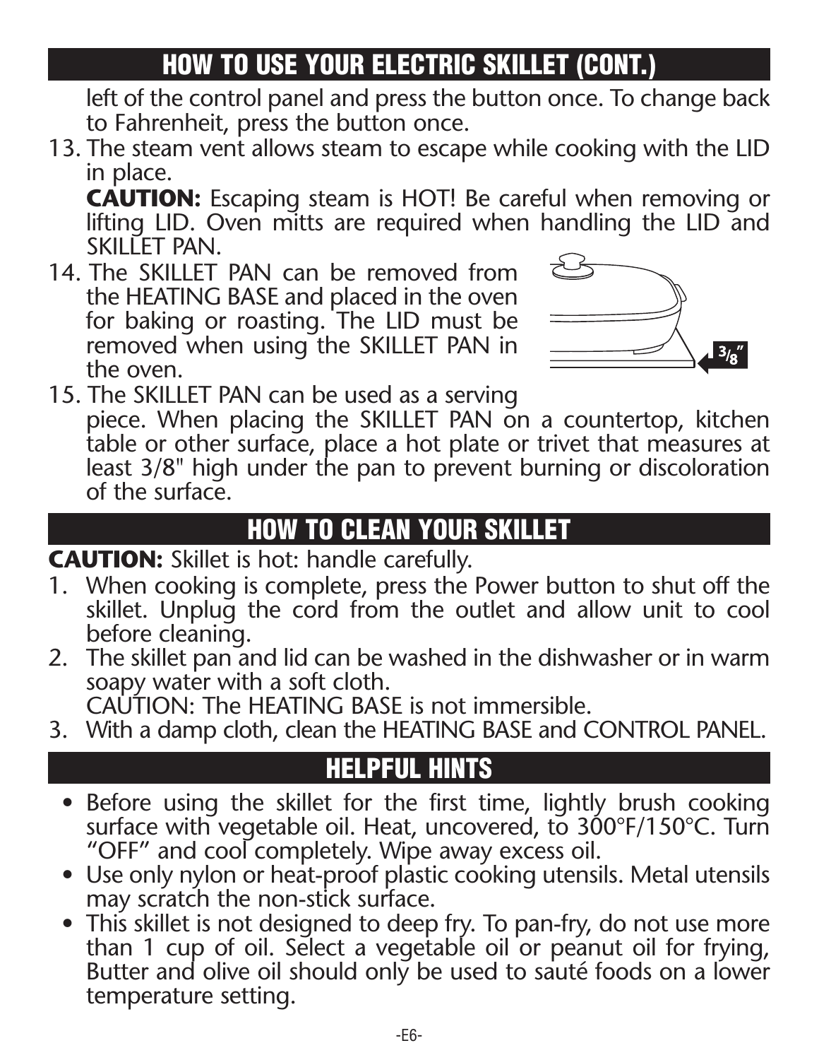## HOW TO USE YOUR ELECTRIC SKILLET (CONT.)

left of the control panel and press the button once. To change back to Fahrenheit, press the button once.

13. The steam vent allows steam to escape while cooking with the LID in place.
    **CAUTION:** Escaping steam is HOT! Be careful when removing or lifting LID. Oven mitts are required when handling the LID and SKILLET PAN.
14. The SKILLET PAN can be removed from the HEATING BASE and placed in the oven for baking or roasting. The LID must be removed when using the SKILLET PAN in the oven.
15. The SKILLET PAN can be used as a serving piece. When placing the SKILLET PAN on a countertop, kitchen table or other surface, place a hot plate or trivet that measures at least 3/8" high under the pan to prevent burning or discoloration of the surface.

3/8"

## HOW TO CLEAN YOUR SKILLET

**CAUTION:** Skillet is hot: handle carefully.

1. When cooking is complete, press the Power button to shut off the skillet. Unplug the cord from the outlet and allow unit to cool before cleaning.
2. The skillet pan and lid can be washed in the dishwasher or in warm soapy water with a soft cloth.
   CAUTION: The HEATING BASE is not immersible.
3. With a damp cloth, clean the HEATING BASE and CONTROL PANEL.

## HELPFUL HINTS

- Before using the skillet for the first time, lightly brush cooking surface with vegetable oil. Heat, uncovered, to 300°F/150°C. Turn "OFF" and cool completely. Wipe away excess oil.
- Use only nylon or heat-proof plastic cooking utensils. Metal utensils may scratch the non-stick surface.
- This skillet is not designed to deep fry. To pan-fry, do not use more than 1 cup of oil. Select a vegetable oil or peanut oil for frying, Butter and olive oil should only be used to sauté foods on a lower temperature setting.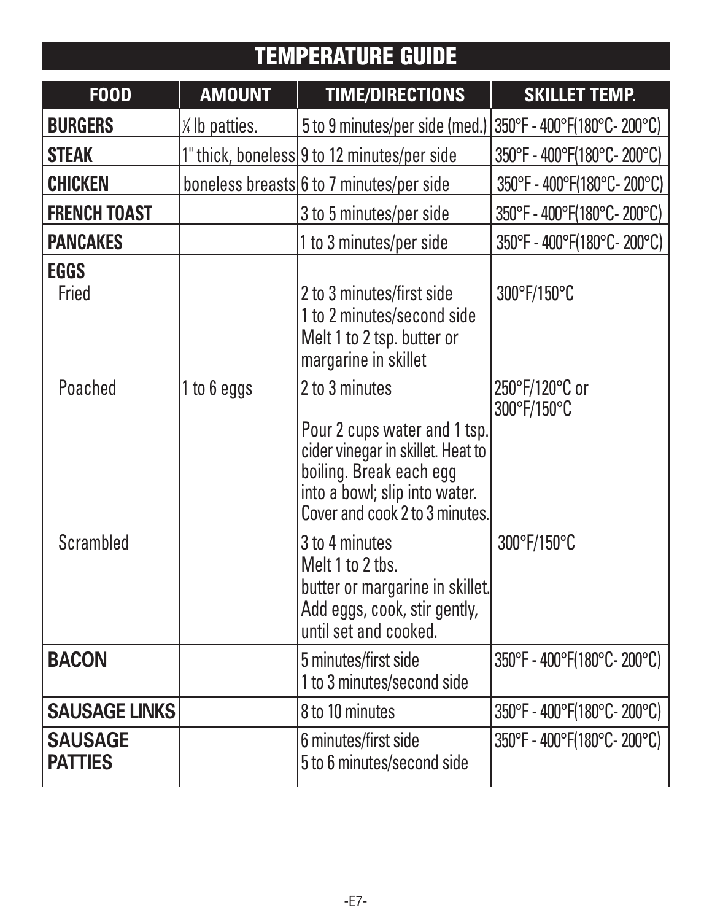# TEMPERATURE GUIDE

| FOOD | AMOUNT | TIME/DIRECTIONS | SKILLET TEMP. |
|---|---|---|---|
| **BURGERS** | ¼ lb patties. | 5 to 9 minutes/per side (med.) | 350°F - 400°F(180°C- 200°C) |
| **STEAK** | 1" thick, boneless | 9 to 12 minutes/per side | 350°F - 400°F(180°C- 200°C) |
| **CHICKEN** | boneless breasts | 6 to 7 minutes/per side | 350°F - 400°F(180°C- 200°C) |
| **FRENCH TOAST** | | 3 to 5 minutes/per side | 350°F - 400°F(180°C- 200°C) |
| **PANCAKES** | | 1 to 3 minutes/per side | 350°F - 400°F(180°C- 200°C) |
| **EGGS** | | | |
| Fried | | 2 to 3 minutes/first side<br>1 to 2 minutes/second side<br>Melt 1 to 2 tsp. butter or margarine in skillet | 300°F/150°C |
| Poached | 1 to 6 eggs | 2 to 3 minutes<br><br>Pour 2 cups water and 1 tsp. cider vinegar in skillet. Heat to boiling. Break each egg into a bowl; slip into water. Cover and cook 2 to 3 minutes. | 250°F/120°C or 300°F/150°C |
| Scrambled | | 3 to 4 minutes<br>Melt 1 to 2 tbs. butter or margarine in skillet. Add eggs, cook, stir gently, until set and cooked. | 300°F/150°C |
| **BACON** | | 5 minutes/first side<br>1 to 3 minutes/second side | 350°F - 400°F(180°C- 200°C) |
| **SAUSAGE LINKS** | | 8 to 10 minutes | 350°F - 400°F(180°C- 200°C) |
| **SAUSAGE PATTIES** | | 6 minutes/first side<br>5 to 6 minutes/second side | 350°F - 400°F(180°C- 200°C) |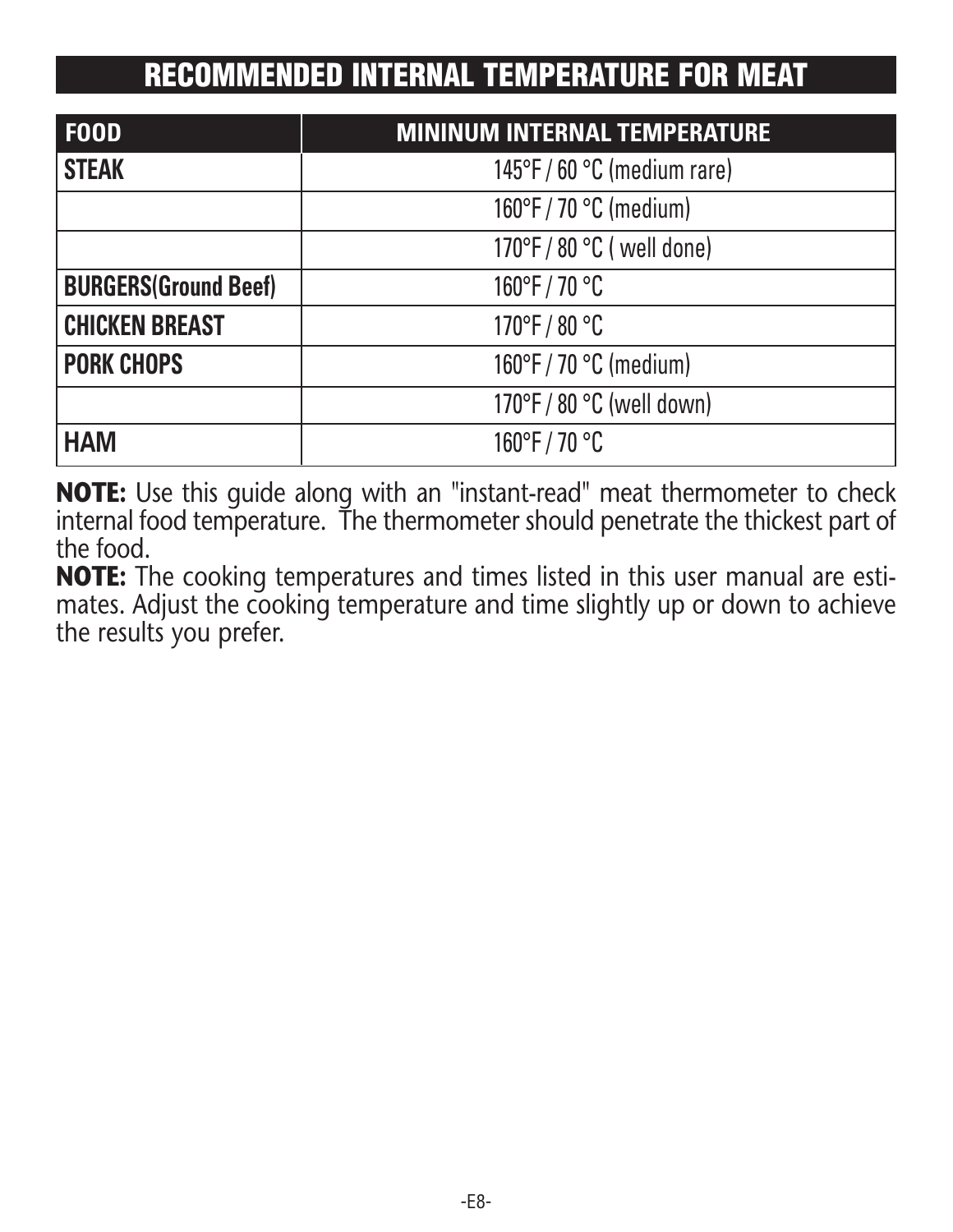# RECOMMENDED INTERNAL TEMPERATURE FOR MEAT

| FOOD | MININUM INTERNAL TEMPERATURE |
| --- | --- |
| **STEAK** | 145°F / 60 °C (medium rare) |
| | 160°F / 70 °C (medium) |
| | 170°F / 80 °C ( well done) |
| **BURGERS(Ground Beef)** | 160°F / 70 °C |
| **CHICKEN BREAST** | 170°F / 80 °C |
| **PORK CHOPS** | 160°F / 70 °C (medium) |
| | 170°F / 80 °C (well down) |
| **HAM** | 160°F / 70 °C |

**NOTE:** Use this guide along with an "instant-read" meat thermometer to check internal food temperature. The thermometer should penetrate the thickest part of the food.

**NOTE:** The cooking temperatures and times listed in this user manual are estimates. Adjust the cooking temperature and time slightly up or down to achieve the results you prefer.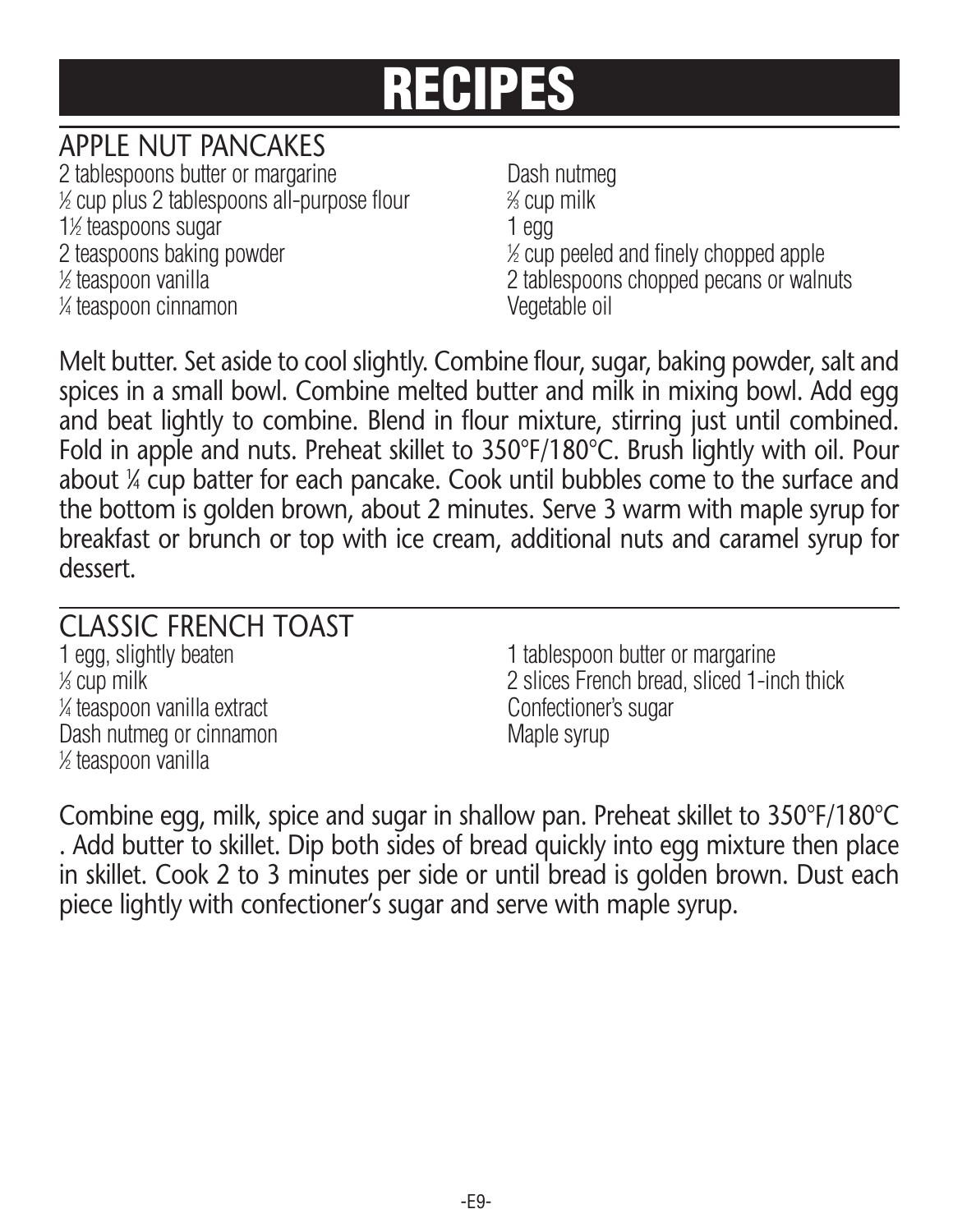# RECIPES

## APPLE NUT PANCAKES

- 2 tablespoons butter or margarine
- ½ cup plus 2 tablespoons all-purpose flour
- 1½ teaspoons sugar
- 2 teaspoons baking powder
- ½ teaspoon vanilla
- ¼ teaspoon cinnamon
- Dash nutmeg
- ⅔ cup milk
- 1 egg
- ½ cup peeled and finely chopped apple
- 2 tablespoons chopped pecans or walnuts
- Vegetable oil

Melt butter. Set aside to cool slightly. Combine flour, sugar, baking powder, salt and spices in a small bowl. Combine melted butter and milk in mixing bowl. Add egg and beat lightly to combine. Blend in flour mixture, stirring just until combined. Fold in apple and nuts. Preheat skillet to 350°F/180°C. Brush lightly with oil. Pour about ¼ cup batter for each pancake. Cook until bubbles come to the surface and the bottom is golden brown, about 2 minutes. Serve 3 warm with maple syrup for breakfast or brunch or top with ice cream, additional nuts and caramel syrup for dessert.

## CLASSIC FRENCH TOAST

- 1 egg, slightly beaten
- ⅓ cup milk
- ¼ teaspoon vanilla extract
- Dash nutmeg or cinnamon
- ½ teaspoon vanilla
- 1 tablespoon butter or margarine
- 2 slices French bread, sliced 1-inch thick
- Confectioner's sugar
- Maple syrup

Combine egg, milk, spice and sugar in shallow pan. Preheat skillet to 350°F/180°C . Add butter to skillet. Dip both sides of bread quickly into egg mixture then place in skillet. Cook 2 to 3 minutes per side or until bread is golden brown. Dust each piece lightly with confectioner's sugar and serve with maple syrup.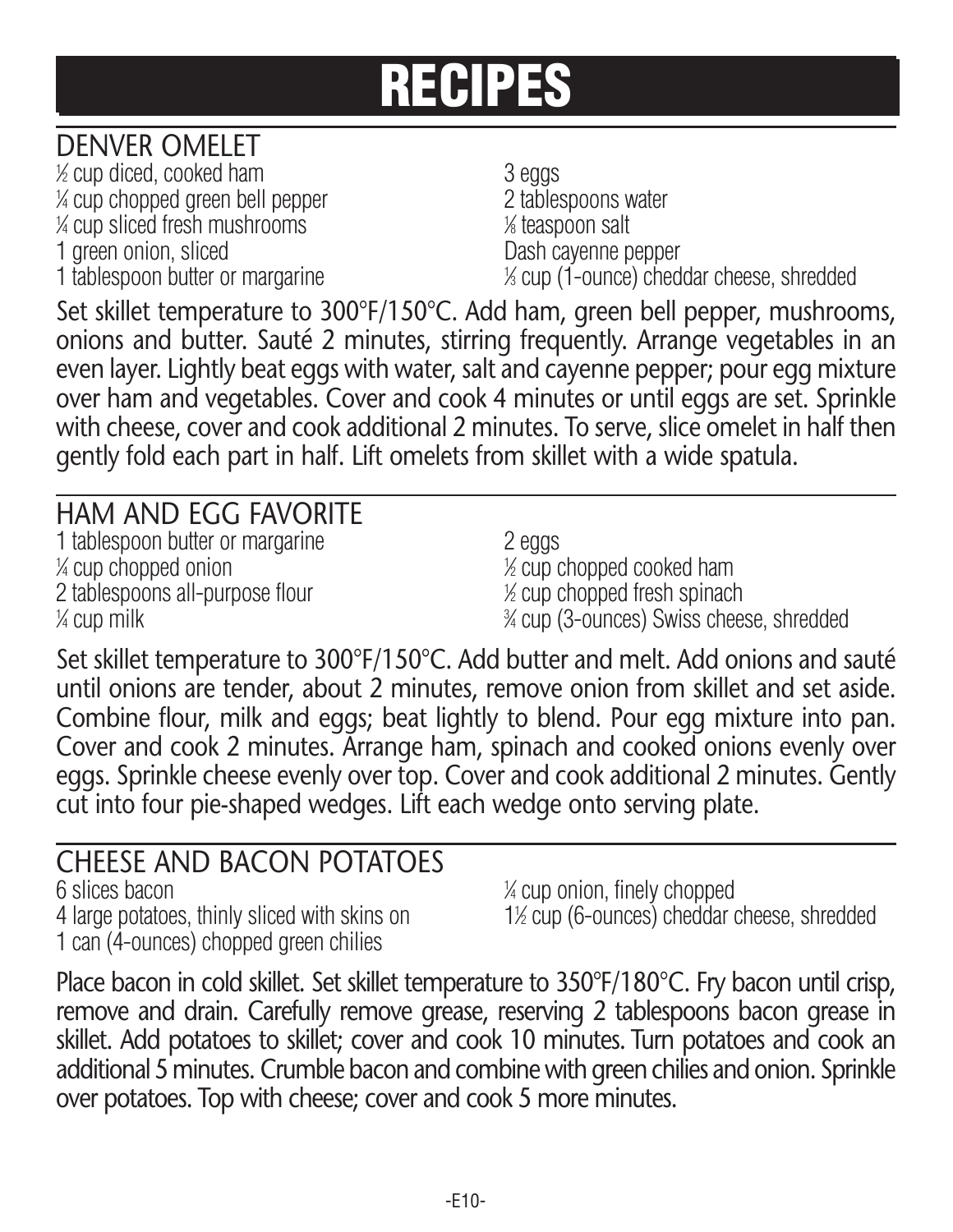# RECIPES

## DENVER OMELET

- ½ cup diced, cooked ham
- ¼ cup chopped green bell pepper
- ¼ cup sliced fresh mushrooms
- 1 green onion, sliced
- 1 tablespoon butter or margarine
- 3 eggs
- 2 tablespoons water
- ⅛ teaspoon salt
- Dash cayenne pepper
- ⅓ cup (1-ounce) cheddar cheese, shredded

Set skillet temperature to 300°F/150°C. Add ham, green bell pepper, mushrooms, onions and butter. Sauté 2 minutes, stirring frequently. Arrange vegetables in an even layer. Lightly beat eggs with water, salt and cayenne pepper; pour egg mixture over ham and vegetables. Cover and cook 4 minutes or until eggs are set. Sprinkle with cheese, cover and cook additional 2 minutes. To serve, slice omelet in half then gently fold each part in half. Lift omelets from skillet with a wide spatula.

## HAM AND EGG FAVORITE

- 1 tablespoon butter or margarine
- ¼ cup chopped onion
- 2 tablespoons all-purpose flour
- ¼ cup milk
- 2 eggs
- ½ cup chopped cooked ham
- ½ cup chopped fresh spinach
- ¾ cup (3-ounces) Swiss cheese, shredded

Set skillet temperature to 300°F/150°C. Add butter and melt. Add onions and sauté until onions are tender, about 2 minutes, remove onion from skillet and set aside. Combine flour, milk and eggs; beat lightly to blend. Pour egg mixture into pan. Cover and cook 2 minutes. Arrange ham, spinach and cooked onions evenly over eggs. Sprinkle cheese evenly over top. Cover and cook additional 2 minutes. Gently cut into four pie-shaped wedges. Lift each wedge onto serving plate.

## CHEESE AND BACON POTATOES

- 6 slices bacon
- 4 large potatoes, thinly sliced with skins on
- 1 can (4-ounces) chopped green chilies
- ¼ cup onion, finely chopped
- 1½ cup (6-ounces) cheddar cheese, shredded

Place bacon in cold skillet. Set skillet temperature to 350°F/180°C. Fry bacon until crisp, remove and drain. Carefully remove grease, reserving 2 tablespoons bacon grease in skillet. Add potatoes to skillet; cover and cook 10 minutes. Turn potatoes and cook an additional 5 minutes. Crumble bacon and combine with green chilies and onion. Sprinkle over potatoes. Top with cheese; cover and cook 5 more minutes.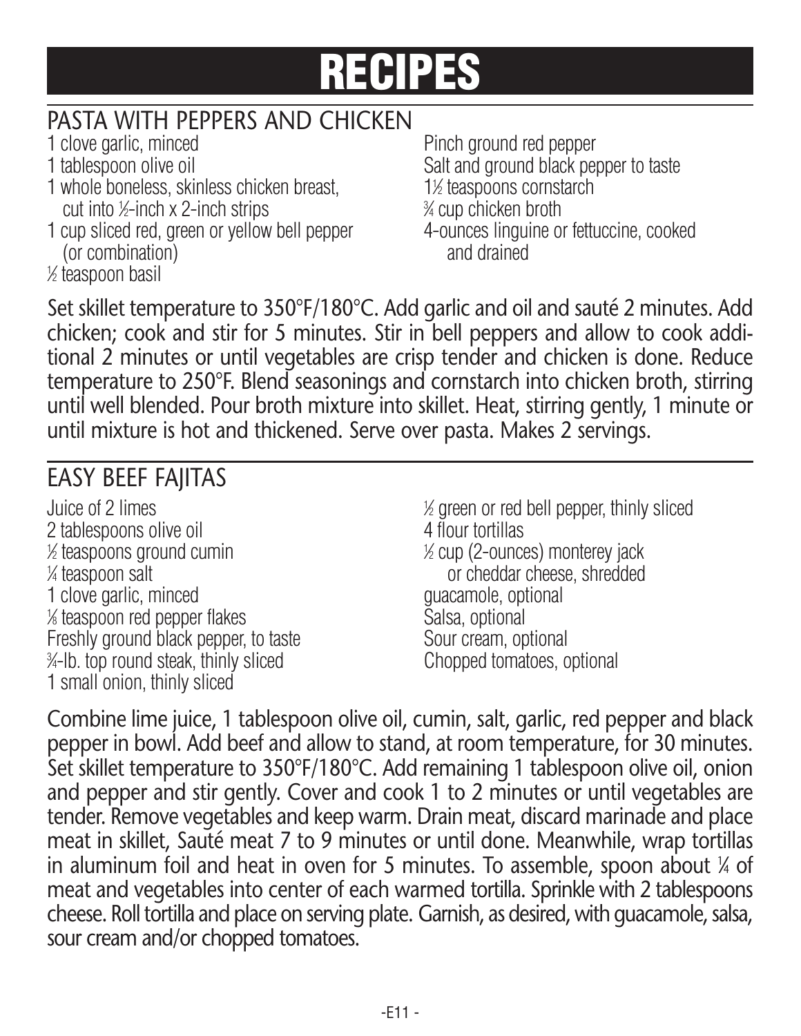# RECIPES

## PASTA WITH PEPPERS AND CHICKEN

1 clove garlic, minced
1 tablespoon olive oil
1 whole boneless, skinless chicken breast, cut into ½-inch x 2-inch strips
1 cup sliced red, green or yellow bell pepper (or combination)
½ teaspoon basil
Pinch ground red pepper
Salt and ground black pepper to taste
1½ teaspoons cornstarch
¾ cup chicken broth
4-ounces linguine or fettuccine, cooked and drained

Set skillet temperature to 350°F/180°C. Add garlic and oil and sauté 2 minutes. Add chicken; cook and stir for 5 minutes. Stir in bell peppers and allow to cook additional 2 minutes or until vegetables are crisp tender and chicken is done. Reduce temperature to 250°F. Blend seasonings and cornstarch into chicken broth, stirring until well blended. Pour broth mixture into skillet. Heat, stirring gently, 1 minute or until mixture is hot and thickened. Serve over pasta. Makes 2 servings.

## EASY BEEF FAJITAS

Juice of 2 limes
2 tablespoons olive oil
½ teaspoons ground cumin
¼ teaspoon salt
1 clove garlic, minced
⅛ teaspoon red pepper flakes
Freshly ground black pepper, to taste
¾-lb. top round steak, thinly sliced
1 small onion, thinly sliced
½ green or red bell pepper, thinly sliced
4 flour tortillas
½ cup (2-ounces) monterey jack or cheddar cheese, shredded
guacamole, optional
Salsa, optional
Sour cream, optional
Chopped tomatoes, optional

Combine lime juice, 1 tablespoon olive oil, cumin, salt, garlic, red pepper and black pepper in bowl. Add beef and allow to stand, at room temperature, for 30 minutes. Set skillet temperature to 350°F/180°C. Add remaining 1 tablespoon olive oil, onion and pepper and stir gently. Cover and cook 1 to 2 minutes or until vegetables are tender. Remove vegetables and keep warm. Drain meat, discard marinade and place meat in skillet, Sauté meat 7 to 9 minutes or until done. Meanwhile, wrap tortillas in aluminum foil and heat in oven for 5 minutes. To assemble, spoon about ¼ of meat and vegetables into center of each warmed tortilla. Sprinkle with 2 tablespoons cheese. Roll tortilla and place on serving plate. Garnish, as desired, with guacamole, salsa, sour cream and/or chopped tomatoes.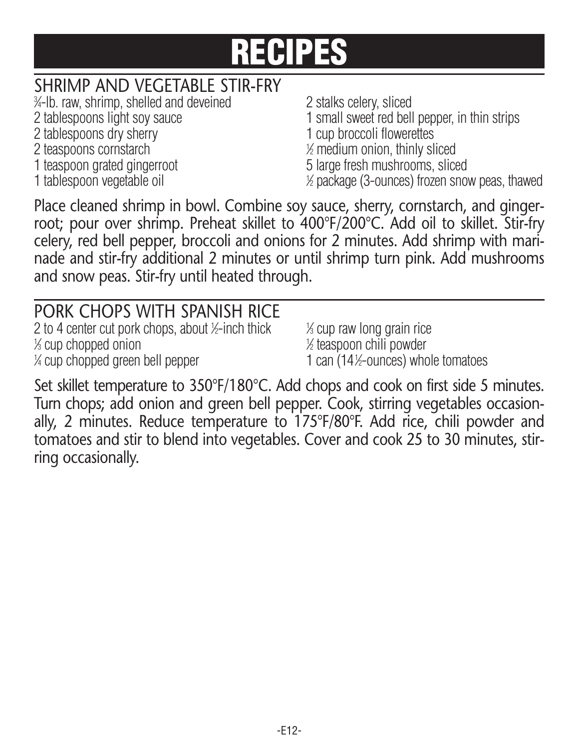# RECIPES

## SHRIMP AND VEGETABLE STIR-FRY

- ¾-lb. raw, shrimp, shelled and deveined
- 2 tablespoons light soy sauce
- 2 tablespoons dry sherry
- 2 teaspoons cornstarch
- 1 teaspoon grated gingerroot
- 1 tablespoon vegetable oil
- 2 stalks celery, sliced
- 1 small sweet red bell pepper, in thin strips
- 1 cup broccoli flowerettes
- ½ medium onion, thinly sliced
- 5 large fresh mushrooms, sliced
- ½ package (3-ounces) frozen snow peas, thawed

Place cleaned shrimp in bowl. Combine soy sauce, sherry, cornstarch, and gingerroot; pour over shrimp. Preheat skillet to 400°F/200°C. Add oil to skillet. Stir-fry celery, red bell pepper, broccoli and onions for 2 minutes. Add shrimp with marinade and stir-fry additional 2 minutes or until shrimp turn pink. Add mushrooms and snow peas. Stir-fry until heated through.

## PORK CHOPS WITH SPANISH RICE

- 2 to 4 center cut pork chops, about ½-inch thick
- ⅓ cup chopped onion
- ¼ cup chopped green bell pepper
- ⅓ cup raw long grain rice
- ½ teaspoon chili powder
- 1 can (14½-ounces) whole tomatoes

Set skillet temperature to 350°F/180°C. Add chops and cook on first side 5 minutes. Turn chops; add onion and green bell pepper. Cook, stirring vegetables occasionally, 2 minutes. Reduce temperature to 175°F/80°F. Add rice, chili powder and tomatoes and stir to blend into vegetables. Cover and cook 25 to 30 minutes, stirring occasionally.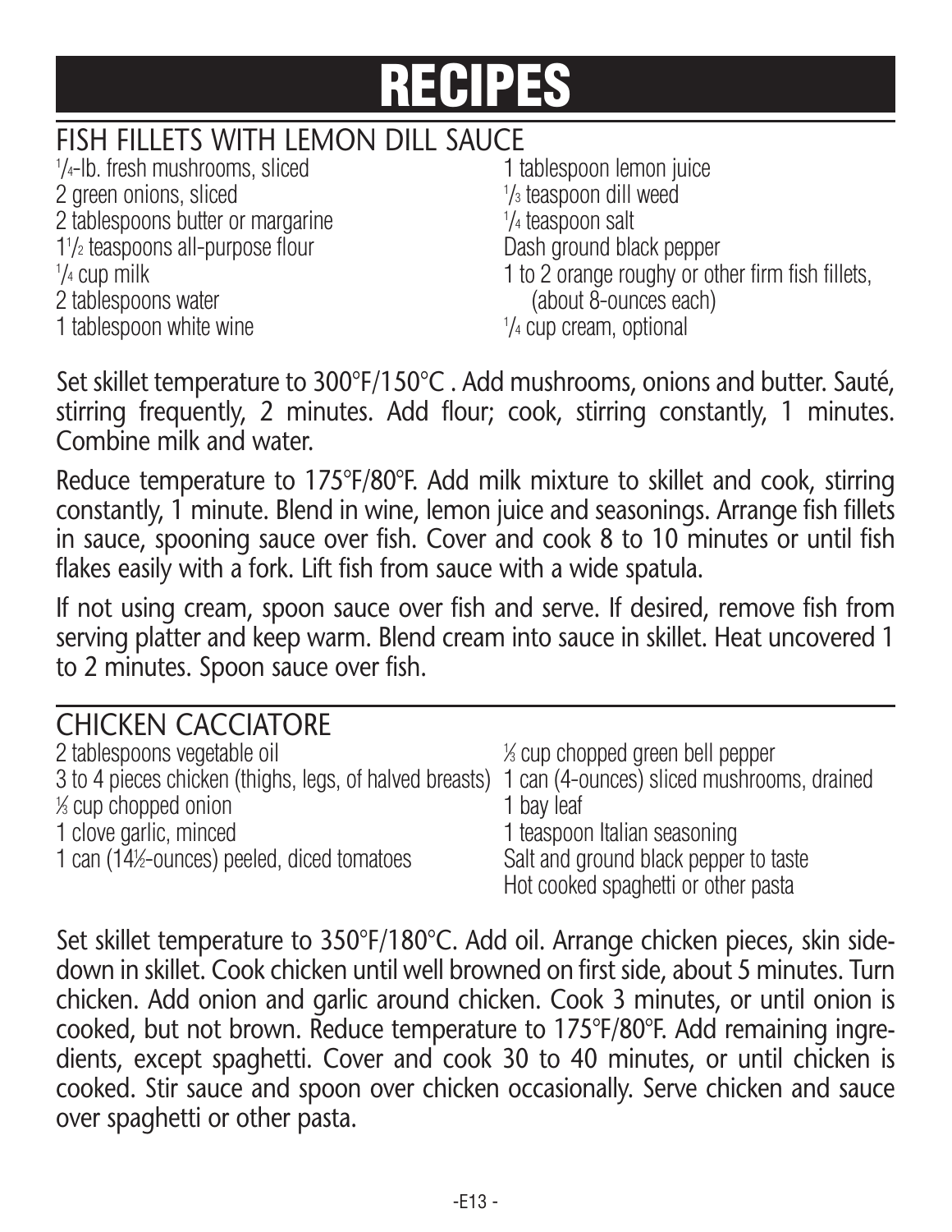# RECIPES

## FISH FILLETS WITH LEMON DILL SAUCE

1/4-lb. fresh mushrooms, sliced
2 green onions, sliced
2 tablespoons butter or margarine
1 1/2 teaspoons all-purpose flour
1/4 cup milk
2 tablespoons water
1 tablespoon white wine
1 tablespoon lemon juice
1/3 teaspoon dill weed
1/4 teaspoon salt
Dash ground black pepper
1 to 2 orange roughy or other firm fish fillets, (about 8-ounces each)
1/4 cup cream, optional

Set skillet temperature to 300°F/150°C . Add mushrooms, onions and butter. Sauté, stirring frequently, 2 minutes. Add flour; cook, stirring constantly, 1 minutes. Combine milk and water.

Reduce temperature to 175°F/80°F. Add milk mixture to skillet and cook, stirring constantly, 1 minute. Blend in wine, lemon juice and seasonings. Arrange fish fillets in sauce, spooning sauce over fish. Cover and cook 8 to 10 minutes or until fish flakes easily with a fork. Lift fish from sauce with a wide spatula.

If not using cream, spoon sauce over fish and serve. If desired, remove fish from serving platter and keep warm. Blend cream into sauce in skillet. Heat uncovered 1 to 2 minutes. Spoon sauce over fish.

## CHICKEN CACCIATORE

2 tablespoons vegetable oil
3 to 4 pieces chicken (thighs, legs, of halved breasts)
1/3 cup chopped onion
1 clove garlic, minced
1 can (14½-ounces) peeled, diced tomatoes
1/3 cup chopped green bell pepper
1 can (4-ounces) sliced mushrooms, drained
1 bay leaf
1 teaspoon Italian seasoning
Salt and ground black pepper to taste
Hot cooked spaghetti or other pasta

Set skillet temperature to 350°F/180°C. Add oil. Arrange chicken pieces, skin side-down in skillet. Cook chicken until well browned on first side, about 5 minutes. Turn chicken. Add onion and garlic around chicken. Cook 3 minutes, or until onion is cooked, but not brown. Reduce temperature to 175°F/80°F. Add remaining ingredients, except spaghetti. Cover and cook 30 to 40 minutes, or until chicken is cooked. Stir sauce and spoon over chicken occasionally. Serve chicken and sauce over spaghetti or other pasta.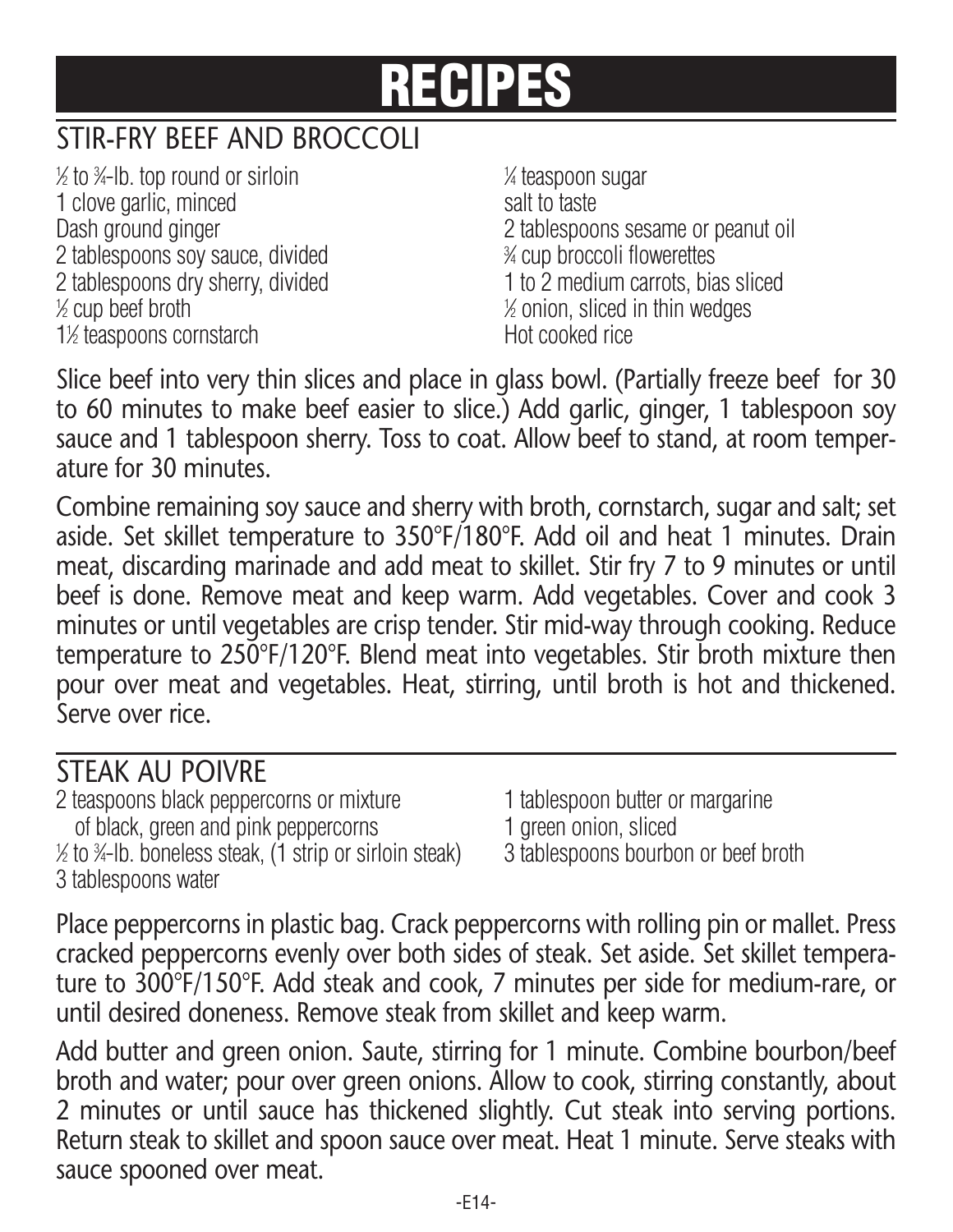# RECIPES

## STIR-FRY BEEF AND BROCCOLI

- ½ to ¾-lb. top round or sirloin
- 1 clove garlic, minced
- Dash ground ginger
- 2 tablespoons soy sauce, divided
- 2 tablespoons dry sherry, divided
- ½ cup beef broth
- 1½ teaspoons cornstarch
- ¼ teaspoon sugar
- salt to taste
- 2 tablespoons sesame or peanut oil
- ¾ cup broccoli flowerettes
- 1 to 2 medium carrots, bias sliced
- ½ onion, sliced in thin wedges
- Hot cooked rice

Slice beef into very thin slices and place in glass bowl. (Partially freeze beef for 30 to 60 minutes to make beef easier to slice.) Add garlic, ginger, 1 tablespoon soy sauce and 1 tablespoon sherry. Toss to coat. Allow beef to stand, at room temperature for 30 minutes.

Combine remaining soy sauce and sherry with broth, cornstarch, sugar and salt; set aside. Set skillet temperature to 350°F/180°F. Add oil and heat 1 minutes. Drain meat, discarding marinade and add meat to skillet. Stir fry 7 to 9 minutes or until beef is done. Remove meat and keep warm. Add vegetables. Cover and cook 3 minutes or until vegetables are crisp tender. Stir mid-way through cooking. Reduce temperature to 250°F/120°F. Blend meat into vegetables. Stir broth mixture then pour over meat and vegetables. Heat, stirring, until broth is hot and thickened. Serve over rice.

## STEAK AU POIVRE

- 2 teaspoons black peppercorns or mixture of black, green and pink peppercorns
- ½ to ¾-lb. boneless steak, (1 strip or sirloin steak)
- 3 tablespoons water
- 1 tablespoon butter or margarine
- 1 green onion, sliced
- 3 tablespoons bourbon or beef broth

Place peppercorns in plastic bag. Crack peppercorns with rolling pin or mallet. Press cracked peppercorns evenly over both sides of steak. Set aside. Set skillet temperature to 300°F/150°F. Add steak and cook, 7 minutes per side for medium-rare, or until desired doneness. Remove steak from skillet and keep warm.

Add butter and green onion. Saute, stirring for 1 minute. Combine bourbon/beef broth and water; pour over green onions. Allow to cook, stirring constantly, about 2 minutes or until sauce has thickened slightly. Cut steak into serving portions. Return steak to skillet and spoon sauce over meat. Heat 1 minute. Serve steaks with sauce spooned over meat.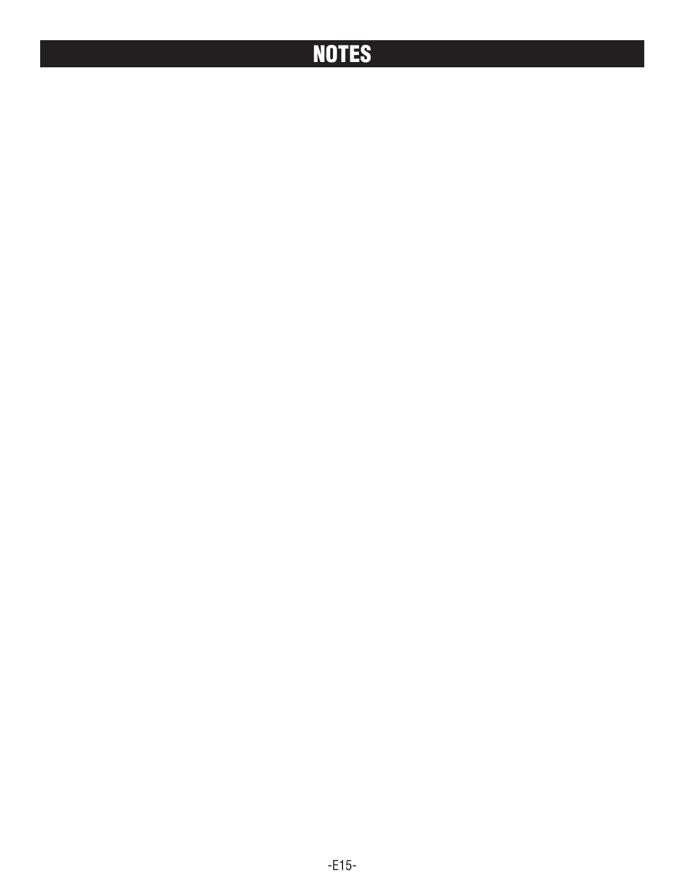# NOTES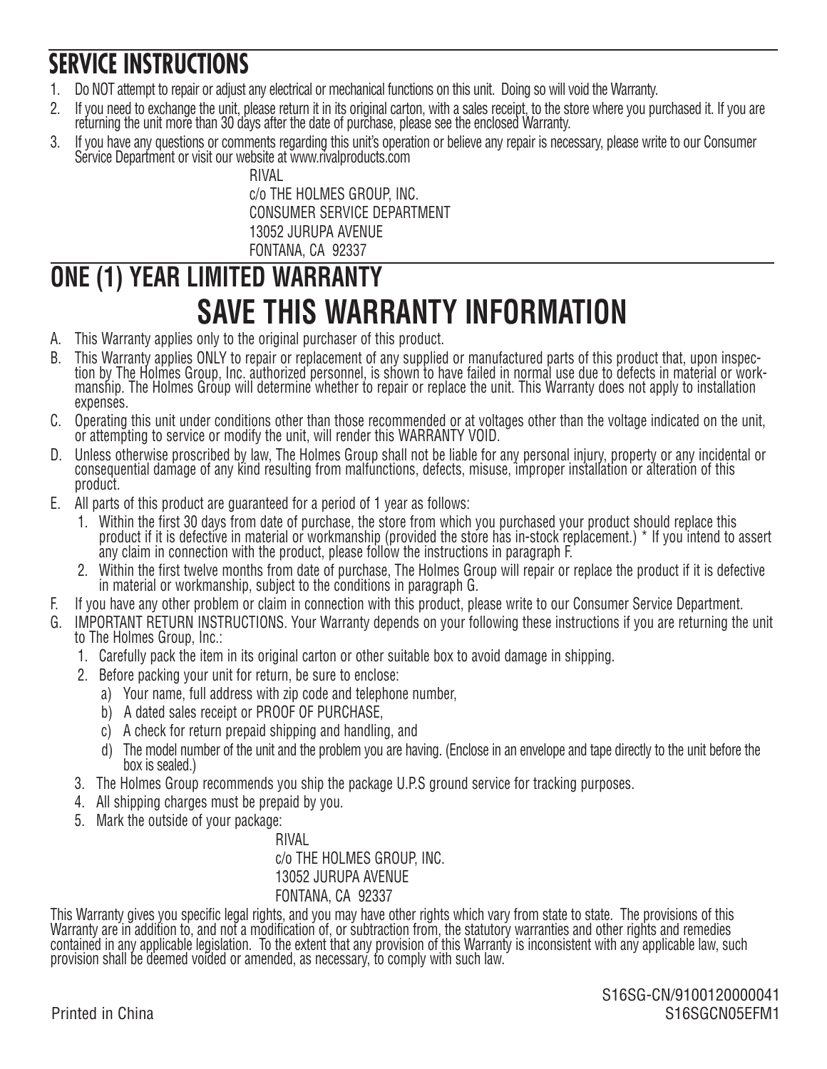# SERVICE INSTRUCTIONS

1. Do NOT attempt to repair or adjust any electrical or mechanical functions on this unit. Doing so will void the Warranty.
2. If you need to exchange the unit, please return it in its original carton, with a sales receipt, to the store where you purchased it. If you are returning the unit more than 30 days after the date of purchase, please see the enclosed Warranty.
3. If you have any questions or comments regarding this unit's operation or believe any repair is necessary, please write to our Consumer Service Department or visit our website at www.rivalproducts.com

RIVAL
c/o THE HOLMES GROUP, INC.
CONSUMER SERVICE DEPARTMENT
13052 JURUPA AVENUE
FONTANA, CA 92337

# ONE (1) YEAR LIMITED WARRANTY

## SAVE THIS WARRANTY INFORMATION

A. This Warranty applies only to the original purchaser of this product.

B. This Warranty applies ONLY to repair or replacement of any supplied or manufactured parts of this product that, upon inspection by The Holmes Group, Inc. authorized personnel, is shown to have failed in normal use due to defects in material or workmanship. The Holmes Group will determine whether to repair or replace the unit. This Warranty does not apply to installation expenses.

C. Operating this unit under conditions other than those recommended or at voltages other than the voltage indicated on the unit, or attempting to service or modify the unit, will render this WARRANTY VOID.

D. Unless otherwise proscribed by law, The Holmes Group shall not be liable for any personal injury, property or any incidental or consequential damage of any kind resulting from malfunctions, defects, misuse, improper installation or alteration of this product.

E. All parts of this product are guaranteed for a period of 1 year as follows:
   1. Within the first 30 days from date of purchase, the store from which you purchased your product should replace this product if it is defective in material or workmanship (provided the store has in-stock replacement.) * If you intend to assert any claim in connection with the product, please follow the instructions in paragraph F.
   2. Within the first twelve months from date of purchase, The Holmes Group will repair or replace the product if it is defective in material or workmanship, subject to the conditions in paragraph G.

F. If you have any other problem or claim in connection with this product, please write to our Consumer Service Department.

G. IMPORTANT RETURN INSTRUCTIONS. Your Warranty depends on your following these instructions if you are returning the unit to The Holmes Group, Inc.:
   1. Carefully pack the item in its original carton or other suitable box to avoid damage in shipping.
   2. Before packing your unit for return, be sure to enclose:
      a) Your name, full address with zip code and telephone number,
      b) A dated sales receipt or PROOF OF PURCHASE,
      c) A check for return prepaid shipping and handling, and
      d) The model number of the unit and the problem you are having. (Enclose in an envelope and tape directly to the unit before the box is sealed.)
   3. The Holmes Group recommends you ship the package U.P.S ground service for tracking purposes.
   4. All shipping charges must be prepaid by you.
   5. Mark the outside of your package:

RIVAL
c/o THE HOLMES GROUP, INC.
13052 JURUPA AVENUE
FONTANA, CA 92337

This Warranty gives you specific legal rights, and you may have other rights which vary from state to state. The provisions of this Warranty are in addition to, and not a modification of, or subtraction from, the statutory warranties and other rights and remedies contained in any applicable legislation. To the extent that any provision of this Warranty is inconsistent with any applicable law, such provision shall be deemed voided or amended, as necessary, to comply with such law.

Printed in China

S16SG-CN/9100120000041
S16SGCN05EFM1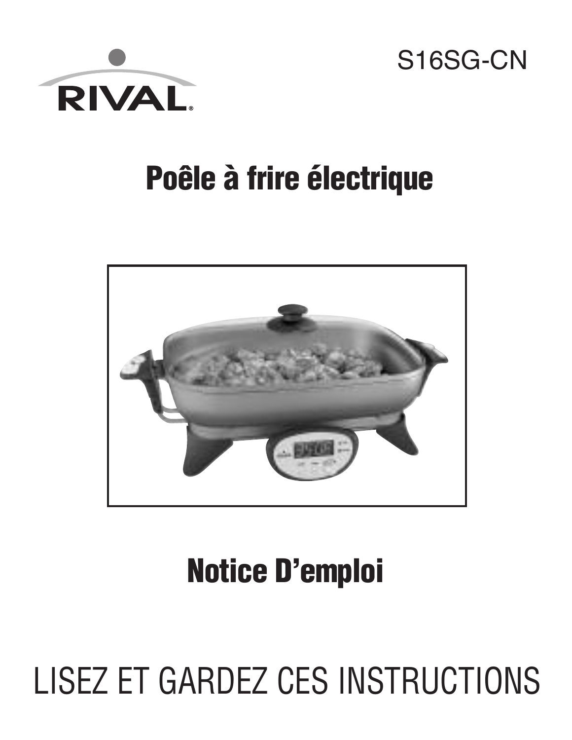RIVAL

S16SG-CN

# Poêle à frire électrique

# Notice D'emploi

LISEZ ET GARDEZ CES INSTRUCTIONS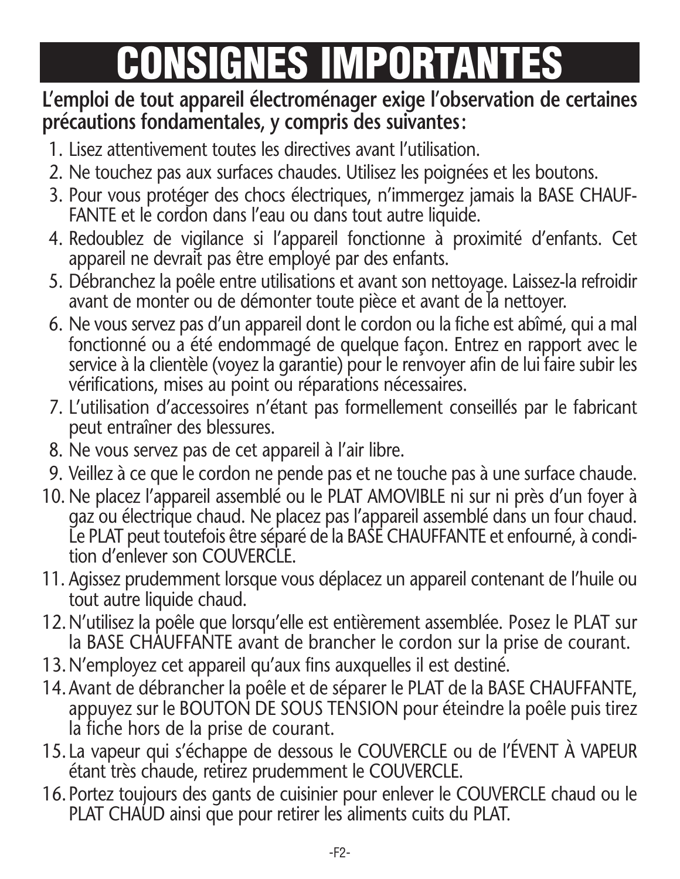# CONSIGNES IMPORTANTES

**L'emploi de tout appareil électroménager exige l'observation de certaines précautions fondamentales, y compris des suivantes:**

1. Lisez attentivement toutes les directives avant l'utilisation.
2. Ne touchez pas aux surfaces chaudes. Utilisez les poignées et les boutons.
3. Pour vous protéger des chocs électriques, n'immergez jamais la BASE CHAUFFANTE et le cordon dans l'eau ou dans tout autre liquide.
4. Redoublez de vigilance si l'appareil fonctionne à proximité d'enfants. Cet appareil ne devrait pas être employé par des enfants.
5. Débranchez la poêle entre utilisations et avant son nettoyage. Laissez-la refroidir avant de monter ou de démonter toute pièce et avant de la nettoyer.
6. Ne vous servez pas d'un appareil dont le cordon ou la fiche est abîmé, qui a mal fonctionné ou a été endommagé de quelque façon. Entrez en rapport avec le service à la clientèle (voyez la garantie) pour le renvoyer afin de lui faire subir les vérifications, mises au point ou réparations nécessaires.
7. L'utilisation d'accessoires n'étant pas formellement conseillés par le fabricant peut entraîner des blessures.
8. Ne vous servez pas de cet appareil à l'air libre.
9. Veillez à ce que le cordon ne pende pas et ne touche pas à une surface chaude.
10. Ne placez l'appareil assemblé ou le PLAT AMOVIBLE ni sur ni près d'un foyer à gaz ou électrique chaud. Ne placez pas l'appareil assemblé dans un four chaud. Le PLAT peut toutefois être séparé de la BASE CHAUFFANTE et enfourné, à condition d'enlever son COUVERCLE.
11. Agissez prudemment lorsque vous déplacez un appareil contenant de l'huile ou tout autre liquide chaud.
12. N'utilisez la poêle que lorsqu'elle est entièrement assemblée. Posez le PLAT sur la BASE CHAUFFANTE avant de brancher le cordon sur la prise de courant.
13. N'employez cet appareil qu'aux fins auxquelles il est destiné.
14. Avant de débrancher la poêle et de séparer le PLAT de la BASE CHAUFFANTE, appuyez sur le BOUTON DE SOUS TENSION pour éteindre la poêle puis tirez la fiche hors de la prise de courant.
15. La vapeur qui s'échappe de dessous le COUVERCLE ou de l'ÉVENT À VAPEUR étant très chaude, retirez prudemment le COUVERCLE.
16. Portez toujours des gants de cuisinier pour enlever le COUVERCLE chaud ou le PLAT CHAUD ainsi que pour retirer les aliments cuits du PLAT.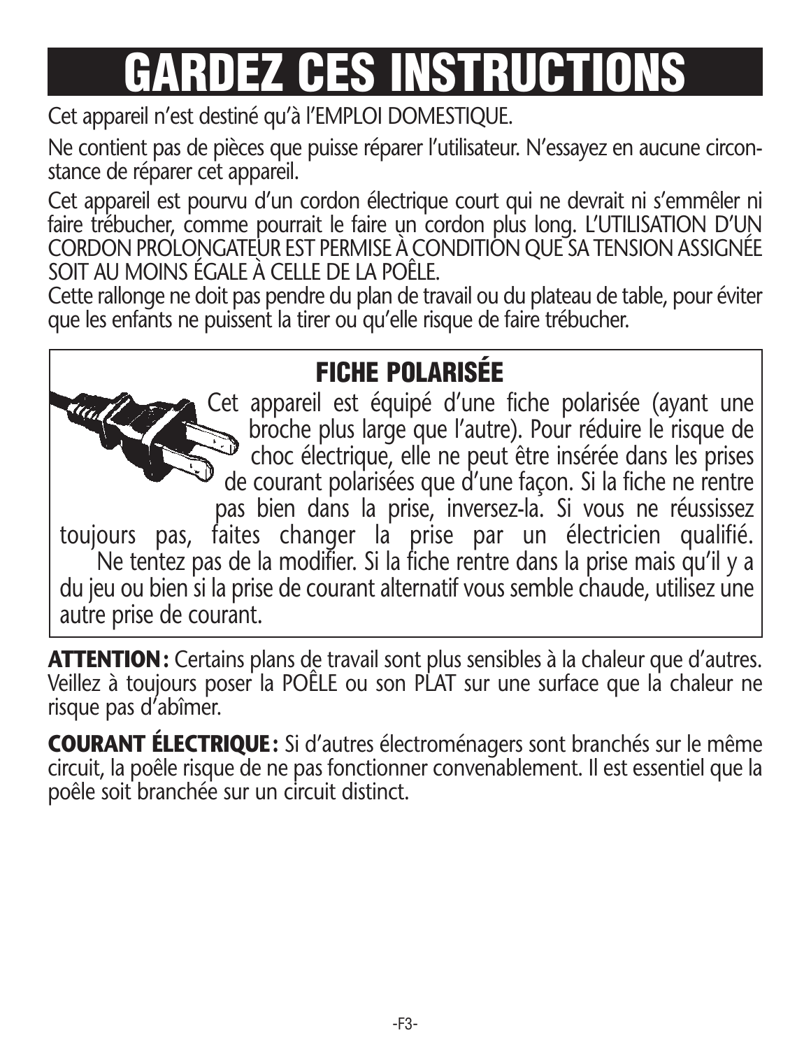# GARDEZ CES INSTRUCTIONS

Cet appareil n'est destiné qu'à l'EMPLOI DOMESTIQUE.

Ne contient pas de pièces que puisse réparer l'utilisateur. N'essayez en aucune circonstance de réparer cet appareil.

Cet appareil est pourvu d'un cordon électrique court qui ne devrait ni s'emmêler ni faire trébucher, comme pourrait le faire un cordon plus long. L'UTILISATION D'UN CORDON PROLONGATEUR EST PERMISE À CONDITION QUE SA TENSION ASSIGNÉE SOIT AU MOINS ÉGALE À CELLE DE LA POÊLE.

Cette rallonge ne doit pas pendre du plan de travail ou du plateau de table, pour éviter que les enfants ne puissent la tirer ou qu'elle risque de faire trébucher.

## FICHE POLARISÉE

Cet appareil est équipé d'une fiche polarisée (ayant une broche plus large que l'autre). Pour réduire le risque de choc électrique, elle ne peut être insérée dans les prises de courant polarisées que d'une façon. Si la fiche ne rentre pas bien dans la prise, inversez-la. Si vous ne réussissez toujours pas, faites changer la prise par un électricien qualifié. Ne tentez pas de la modifier. Si la fiche rentre dans la prise mais qu'il y a du jeu ou bien si la prise de courant alternatif vous semble chaude, utilisez une autre prise de courant.

**ATTENTION :** Certains plans de travail sont plus sensibles à la chaleur que d'autres. Veillez à toujours poser la POÊLE ou son PLAT sur une surface que la chaleur ne risque pas d'abîmer.

**COURANT ÉLECTRIQUE :** Si d'autres électroménagers sont branchés sur le même circuit, la poêle risque de ne pas fonctionner convenablement. Il est essentiel que la poêle soit branchée sur un circuit distinct.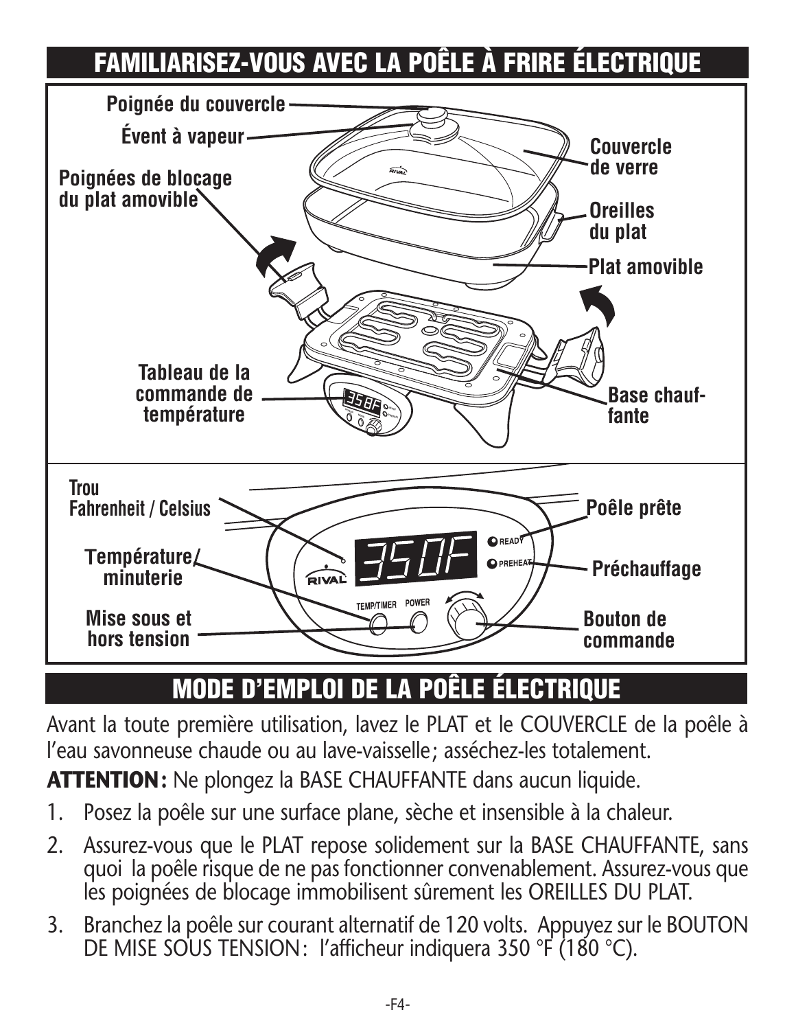## FAMILIARISEZ-VOUS AVEC LA POÊLE À FRIRE ÉLECTRIQUE

Poignée du couvercle

Évent à vapeur

Poignées de blocage du plat amovible

Couvercle de verre

Oreilles du plat

Plat amovible

Tableau de la commande de température

Base chauffante

Trou Fahrenheit / Celsius

Poêle prête

Température/minuterie

Préchauffage

Mise sous et hors tension

Bouton de commande

## MODE D'EMPLOI DE LA POÊLE ÉLECTRIQUE

Avant la toute première utilisation, lavez le PLAT et le COUVERCLE de la poêle à l'eau savonneuse chaude ou au lave-vaisselle ; asséchez-les totalement.

**ATTENTION :** Ne plongez la BASE CHAUFFANTE dans aucun liquide.

1. Posez la poêle sur une surface plane, sèche et insensible à la chaleur.
2. Assurez-vous que le PLAT repose solidement sur la BASE CHAUFFANTE, sans quoi la poêle risque de ne pas fonctionner convenablement. Assurez-vous que les poignées de blocage immobilisent sûrement les OREILLES DU PLAT.
3. Branchez la poêle sur courant alternatif de 120 volts. Appuyez sur le BOUTON DE MISE SOUS TENSION : l'afficheur indiquera 350 °F (180 °C).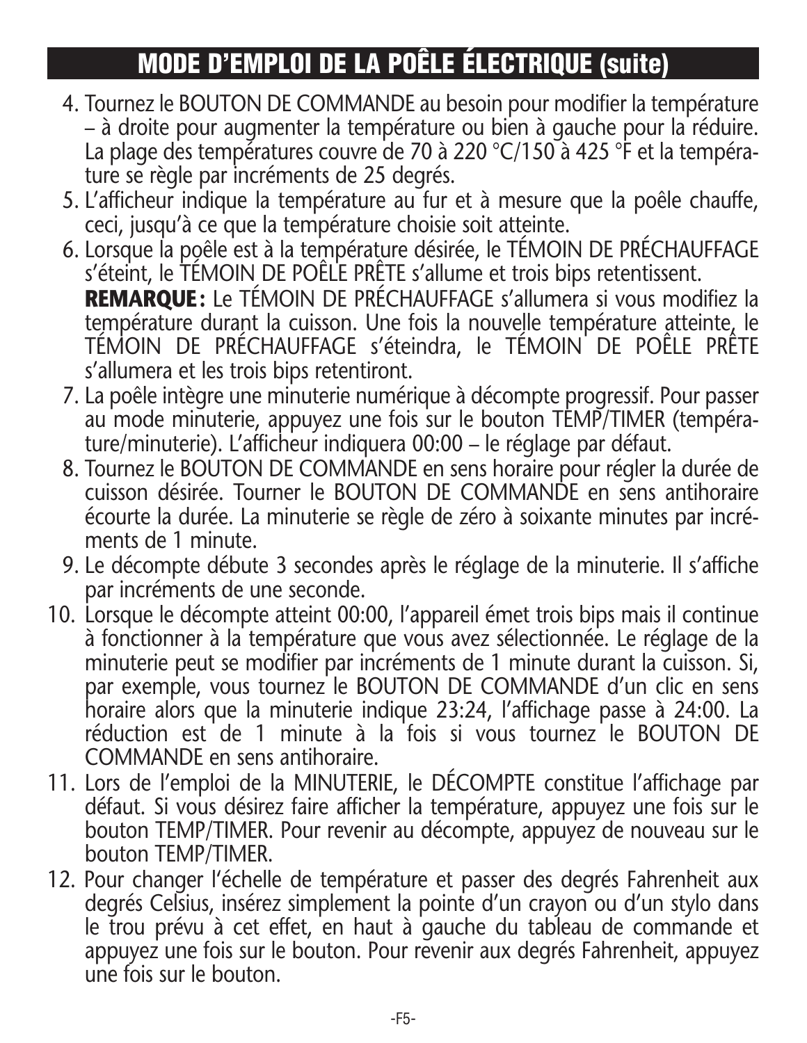# MODE D'EMPLOI DE LA POÊLE ÉLECTRIQUE (suite)

4. Tournez le BOUTON DE COMMANDE au besoin pour modifier la température – à droite pour augmenter la température ou bien à gauche pour la réduire. La plage des températures couvre de 70 à 220 °C/150 à 425 °F et la température se règle par incréments de 25 degrés.
5. L'afficheur indique la température au fur et à mesure que la poêle chauffe, ceci, jusqu'à ce que la température choisie soit atteinte.
6. Lorsque la poêle est à la température désirée, le TÉMOIN DE PRÉCHAUFFAGE s'éteint, le TÉMOIN DE POÊLE PRÊTE s'allume et trois bips retentissent.
   **REMARQUE :** Le TÉMOIN DE PRÉCHAUFFAGE s'allumera si vous modifiez la température durant la cuisson. Une fois la nouvelle température atteinte, le TÉMOIN DE PRÉCHAUFFAGE s'éteindra, le TÉMOIN DE POÊLE PRÊTE s'allumera et les trois bips retentiront.
7. La poêle intègre une minuterie numérique à décompte progressif. Pour passer au mode minuterie, appuyez une fois sur le bouton TEMP/TIMER (température/minuterie). L'afficheur indiquera 00:00 – le réglage par défaut.
8. Tournez le BOUTON DE COMMANDE en sens horaire pour régler la durée de cuisson désirée. Tourner le BOUTON DE COMMANDE en sens antihoraire écourte la durée. La minuterie se règle de zéro à soixante minutes par incréments de 1 minute.
9. Le décompte débute 3 secondes après le réglage de la minuterie. Il s'affiche par incréments de une seconde.
10. Lorsque le décompte atteint 00:00, l'appareil émet trois bips mais il continue à fonctionner à la température que vous avez sélectionnée. Le réglage de la minuterie peut se modifier par incréments de 1 minute durant la cuisson. Si, par exemple, vous tournez le BOUTON DE COMMANDE d'un clic en sens horaire alors que la minuterie indique 23:24, l'affichage passe à 24:00. La réduction est de 1 minute à la fois si vous tournez le BOUTON DE COMMANDE en sens antihoraire.
11. Lors de l'emploi de la MINUTERIE, le DÉCOMPTE constitue l'affichage par défaut. Si vous désirez faire afficher la température, appuyez une fois sur le bouton TEMP/TIMER. Pour revenir au décompte, appuyez de nouveau sur le bouton TEMP/TIMER.
12. Pour changer l'échelle de température et passer des degrés Fahrenheit aux degrés Celsius, insérez simplement la pointe d'un crayon ou d'un stylo dans le trou prévu à cet effet, en haut à gauche du tableau de commande et appuyez une fois sur le bouton. Pour revenir aux degrés Fahrenheit, appuyez une fois sur le bouton.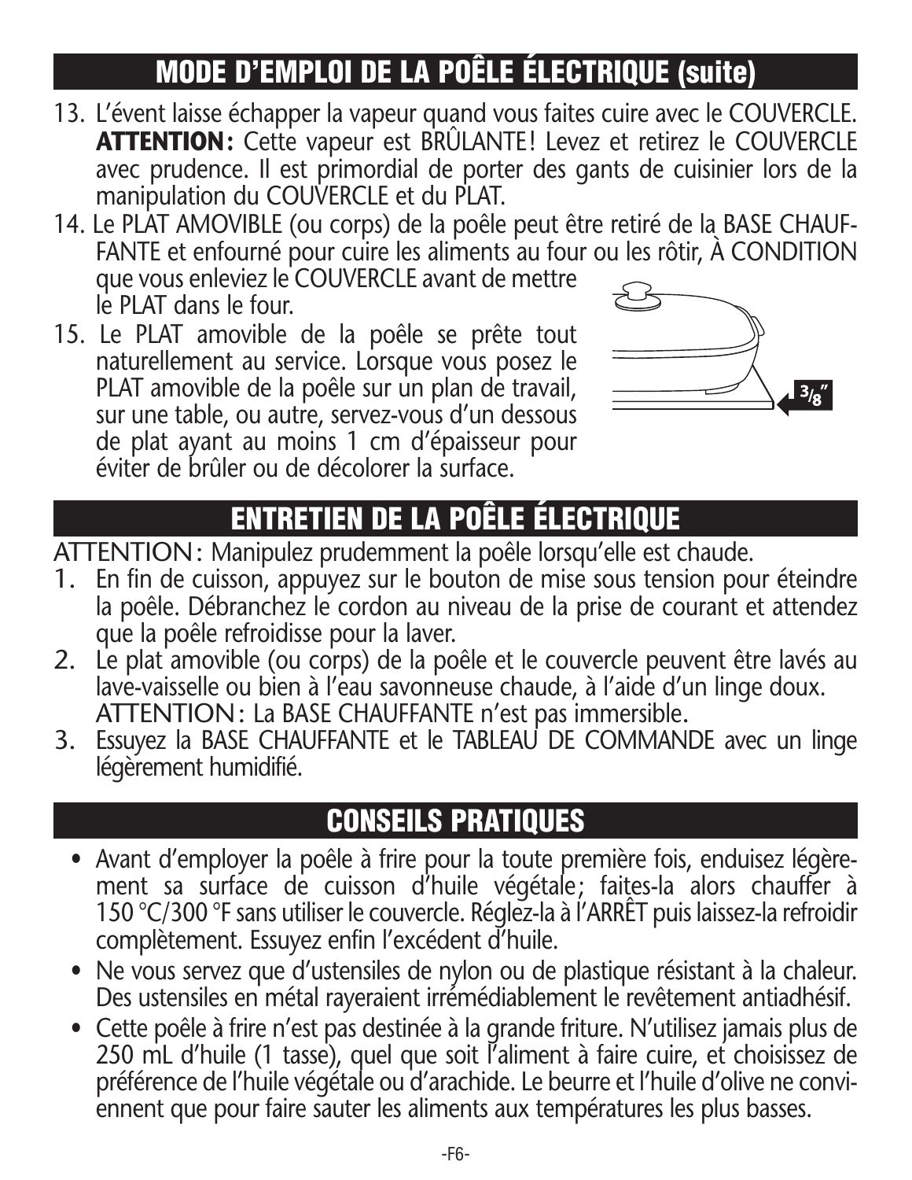## MODE D'EMPLOI DE LA POÊLE ÉLECTRIQUE (suite)

13. L'évent laisse échapper la vapeur quand vous faites cuire avec le COUVERCLE. **ATTENTION:** Cette vapeur est BRÛLANTE! Levez et retirez le COUVERCLE avec prudence. Il est primordial de porter des gants de cuisinier lors de la manipulation du COUVERCLE et du PLAT.
14. Le PLAT AMOVIBLE (ou corps) de la poêle peut être retiré de la BASE CHAUFFANTE et enfourné pour cuire les aliments au four ou les rôtir, À CONDITION que vous enleviez le COUVERCLE avant de mettre le PLAT dans le four.
15. Le PLAT amovible de la poêle se prête tout naturellement au service. Lorsque vous posez le PLAT amovible de la poêle sur un plan de travail, sur une table, ou autre, servez-vous d'un dessous de plat ayant au moins 1 cm d'épaisseur pour éviter de brûler ou de décolorer la surface.

3/8"

## ENTRETIEN DE LA POÊLE ÉLECTRIQUE

ATTENTION: Manipulez prudemment la poêle lorsqu'elle est chaude.

1. En fin de cuisson, appuyez sur le bouton de mise sous tension pour éteindre la poêle. Débranchez le cordon au niveau de la prise de courant et attendez que la poêle refroidisse pour la laver.
2. Le plat amovible (ou corps) de la poêle et le couvercle peuvent être lavés au lave-vaisselle ou bien à l'eau savonneuse chaude, à l'aide d'un linge doux. ATTENTION: La BASE CHAUFFANTE n'est pas immersible.
3. Essuyez la BASE CHAUFFANTE et le TABLEAU DE COMMANDE avec un linge légèrement humidifié.

## CONSEILS PRATIQUES

- Avant d'employer la poêle à frire pour la toute première fois, enduisez légèrement sa surface de cuisson d'huile végétale; faites-la alors chauffer à 150 °C/300 °F sans utiliser le couvercle. Réglez-la à l'ARRÊT puis laissez-la refroidir complètement. Essuyez enfin l'excédent d'huile.
- Ne vous servez que d'ustensiles de nylon ou de plastique résistant à la chaleur. Des ustensiles en métal rayeraient irrémédiablement le revêtement antiadhésif.
- Cette poêle à frire n'est pas destinée à la grande friture. N'utilisez jamais plus de 250 mL d'huile (1 tasse), quel que soit l'aliment à faire cuire, et choisissez de préférence de l'huile végétale ou d'arachide. Le beurre et l'huile d'olive ne conviennent que pour faire sauter les aliments aux températures les plus basses.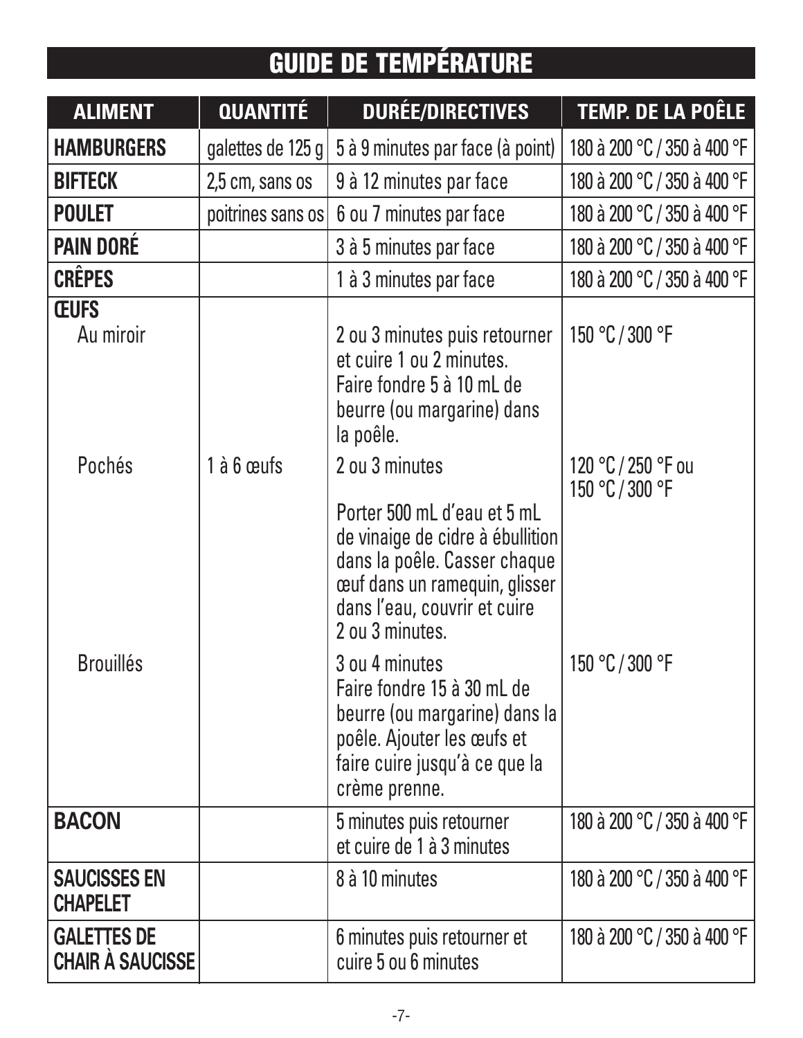# GUIDE DE TEMPÉRATURE

| ALIMENT | QUANTITÉ | DURÉE/DIRECTIVES | TEMP. DE LA POÊLE |
|---|---|---|---|
| **HAMBURGERS** | galettes de 125 g | 5 à 9 minutes par face (à point) | 180 à 200 °C / 350 à 400 °F |
| **BIFTECK** | 2,5 cm, sans os | 9 à 12 minutes par face | 180 à 200 °C / 350 à 400 °F |
| **POULET** | poitrines sans os | 6 ou 7 minutes par face | 180 à 200 °C / 350 à 400 °F |
| **PAIN DORÉ** | | 3 à 5 minutes par face | 180 à 200 °C / 350 à 400 °F |
| **CRÊPES** | | 1 à 3 minutes par face | 180 à 200 °C / 350 à 400 °F |
| **ŒUFS** | | | |
| Au miroir | | 2 ou 3 minutes puis retourner et cuire 1 ou 2 minutes. Faire fondre 5 à 10 mL de beurre (ou margarine) dans la poêle. | 150 °C / 300 °F |
| Pochés | 1 à 6 œufs | 2 ou 3 minutes<br><br>Porter 500 mL d'eau et 5 mL de vinaige de cidre à ébullition dans la poêle. Casser chaque œuf dans un ramequin, glisser dans l'eau, couvrir et cuire 2 ou 3 minutes. | 120 °C / 250 °F ou 150 °C / 300 °F |
| Brouillés | | 3 ou 4 minutes<br>Faire fondre 15 à 30 mL de beurre (ou margarine) dans la poêle. Ajouter les œufs et faire cuire jusqu'à ce que la crème prenne. | 150 °C / 300 °F |
| **BACON** | | 5 minutes puis retourner et cuire de 1 à 3 minutes | 180 à 200 °C / 350 à 400 °F |
| **SAUCISSES EN CHAPELET** | | 8 à 10 minutes | 180 à 200 °C / 350 à 400 °F |
| **GALETTES DE CHAIR À SAUCISSE** | | 6 minutes puis retourner et cuire 5 ou 6 minutes | 180 à 200 °C / 350 à 400 °F |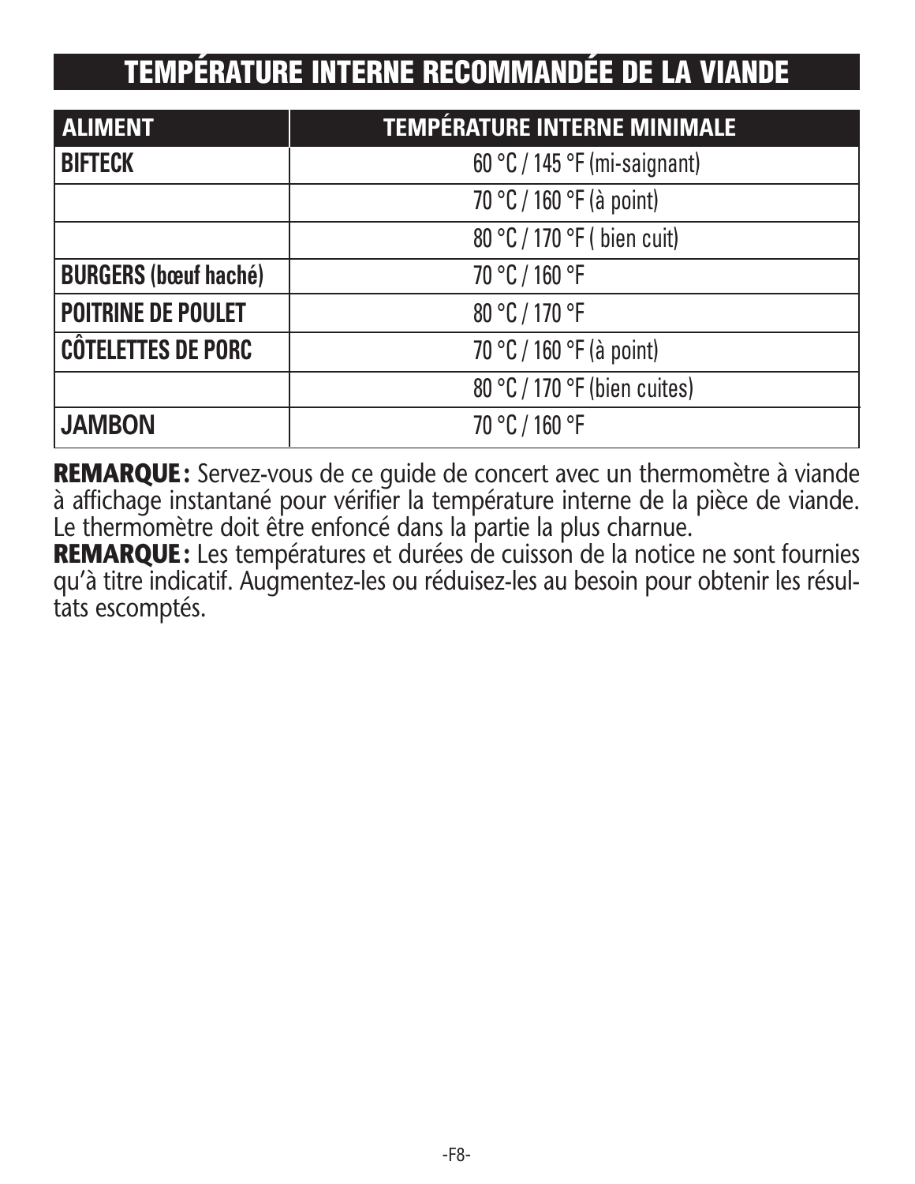# TEMPÉRATURE INTERNE RECOMMANDÉE DE LA VIANDE

| ALIMENT | TEMPÉRATURE INTERNE MINIMALE |
|---|---|
| **BIFTECK** | 60 °C / 145 °F (mi-saignant) |
| | 70 °C / 160 °F (à point) |
| | 80 °C / 170 °F ( bien cuit) |
| **BURGERS (bœuf haché)** | 70 °C / 160 °F |
| **POITRINE DE POULET** | 80 °C / 170 °F |
| **CÔTELETTES DE PORC** | 70 °C / 160 °F (à point) |
| | 80 °C / 170 °F (bien cuites) |
| **JAMBON** | 70 °C / 160 °F |

**REMARQUE :** Servez-vous de ce guide de concert avec un thermomètre à viande à affichage instantané pour vérifier la température interne de la pièce de viande. Le thermomètre doit être enfoncé dans la partie la plus charnue.

**REMARQUE :** Les températures et durées de cuisson de la notice ne sont fournies qu'à titre indicatif. Augmentez-les ou réduisez-les au besoin pour obtenir les résultats escomptés.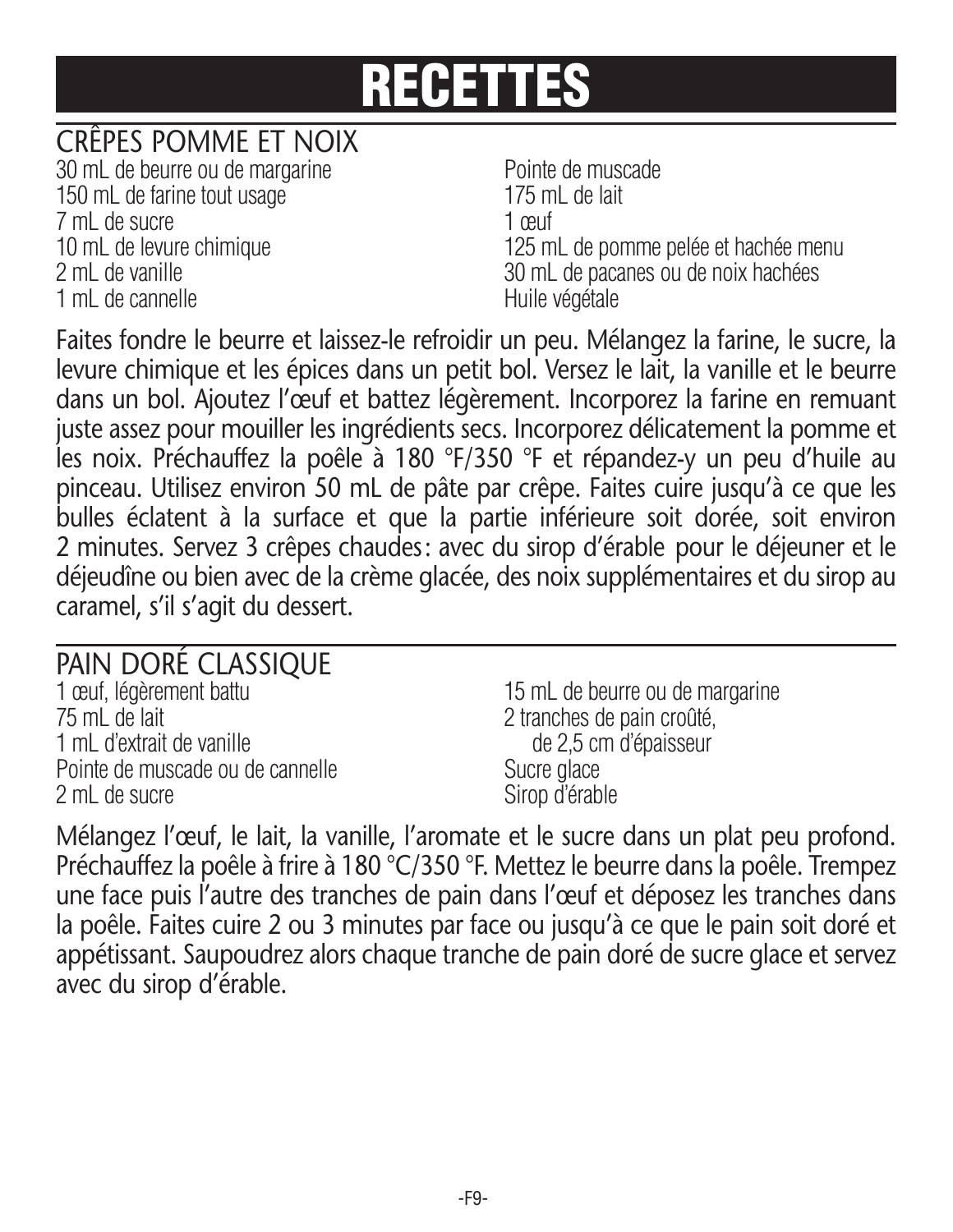# RECETTES

## CRÊPES POMME ET NOIX

30 mL de beurre ou de margarine
150 mL de farine tout usage
7 mL de sucre
10 mL de levure chimique
2 mL de vanille
1 mL de cannelle
Pointe de muscade
175 mL de lait
1 œuf
125 mL de pomme pelée et hachée menu
30 mL de pacanes ou de noix hachées
Huile végétale

Faites fondre le beurre et laissez-le refroidir un peu. Mélangez la farine, le sucre, la levure chimique et les épices dans un petit bol. Versez le lait, la vanille et le beurre dans un bol. Ajoutez l'œuf et battez légèrement. Incorporez la farine en remuant juste assez pour mouiller les ingrédients secs. Incorporez délicatement la pomme et les noix. Préchauffez la poêle à 180 °F/350 °F et répandez-y un peu d'huile au pinceau. Utilisez environ 50 mL de pâte par crêpe. Faites cuire jusqu'à ce que les bulles éclatent à la surface et que la partie inférieure soit dorée, soit environ 2 minutes. Servez 3 crêpes chaudes : avec du sirop d'érable pour le déjeuner et le déjeudîne ou bien avec de la crème glacée, des noix supplémentaires et du sirop au caramel, s'il s'agit du dessert.

## PAIN DORÉ CLASSIQUE

1 œuf, légèrement battu
75 mL de lait
1 mL d'extrait de vanille
Pointe de muscade ou de cannelle
2 mL de sucre
15 mL de beurre ou de margarine
2 tranches de pain croûté, de 2,5 cm d'épaisseur
Sucre glace
Sirop d'érable

Mélangez l'œuf, le lait, la vanille, l'aromate et le sucre dans un plat peu profond. Préchauffez la poêle à frire à 180 °C/350 °F. Mettez le beurre dans la poêle. Trempez une face puis l'autre des tranches de pain dans l'œuf et déposez les tranches dans la poêle. Faites cuire 2 ou 3 minutes par face ou jusqu'à ce que le pain soit doré et appétissant. Saupoudrez alors chaque tranche de pain doré de sucre glace et servez avec du sirop d'érable.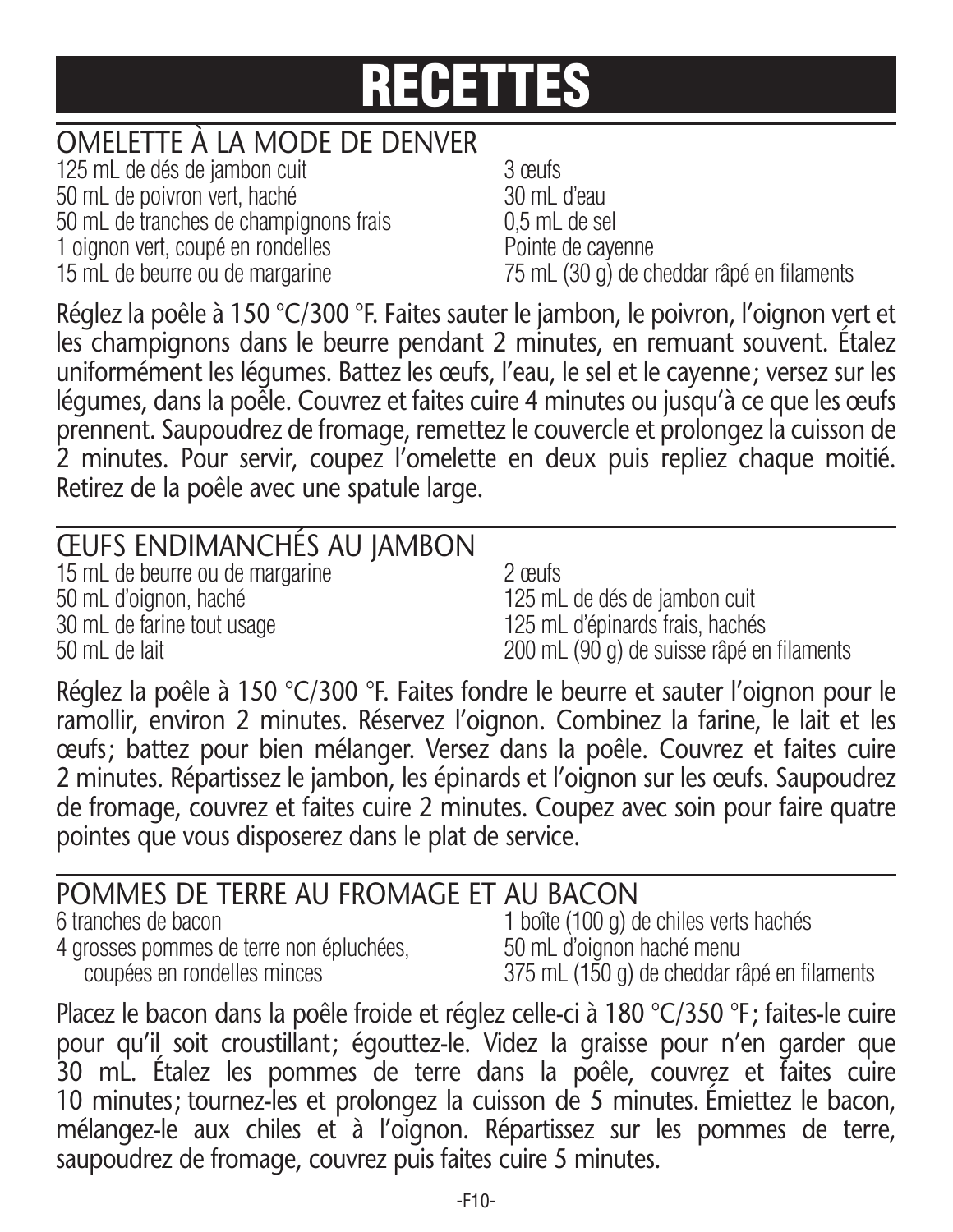# RECETTES

## OMELETTE À LA MODE DE DENVER

125 mL de dés de jambon cuit
50 mL de poivron vert, haché
50 mL de tranches de champignons frais
1 oignon vert, coupé en rondelles
15 mL de beurre ou de margarine
3 œufs
30 mL d'eau
0,5 mL de sel
Pointe de cayenne
75 mL (30 g) de cheddar râpé en filaments

Réglez la poêle à 150 °C/300 °F. Faites sauter le jambon, le poivron, l'oignon vert et les champignons dans le beurre pendant 2 minutes, en remuant souvent. Étalez uniformément les légumes. Battez les œufs, l'eau, le sel et le cayenne; versez sur les légumes, dans la poêle. Couvrez et faites cuire 4 minutes ou jusqu'à ce que les œufs prennent. Saupoudrez de fromage, remettez le couvercle et prolongez la cuisson de 2 minutes. Pour servir, coupez l'omelette en deux puis repliez chaque moitié. Retirez de la poêle avec une spatule large.

## ŒUFS ENDIMANCHÉS AU JAMBON

15 mL de beurre ou de margarine
50 mL d'oignon, haché
30 mL de farine tout usage
50 mL de lait
2 œufs
125 mL de dés de jambon cuit
125 mL d'épinards frais, hachés
200 mL (90 g) de suisse râpé en filaments

Réglez la poêle à 150 °C/300 °F. Faites fondre le beurre et sauter l'oignon pour le ramollir, environ 2 minutes. Réservez l'oignon. Combinez la farine, le lait et les œufs; battez pour bien mélanger. Versez dans la poêle. Couvrez et faites cuire 2 minutes. Répartissez le jambon, les épinards et l'oignon sur les œufs. Saupoudrez de fromage, couvrez et faites cuire 2 minutes. Coupez avec soin pour faire quatre pointes que vous disposerez dans le plat de service.

## POMMES DE TERRE AU FROMAGE ET AU BACON

6 tranches de bacon
4 grosses pommes de terre non épluchées, coupées en rondelles minces
1 boîte (100 g) de chiles verts hachés
50 mL d'oignon haché menu
375 mL (150 g) de cheddar râpé en filaments

Placez le bacon dans la poêle froide et réglez celle-ci à 180 °C/350 °F; faites-le cuire pour qu'il soit croustillant; égouttez-le. Videz la graisse pour n'en garder que 30 mL. Étalez les pommes de terre dans la poêle, couvrez et faites cuire 10 minutes; tournez-les et prolongez la cuisson de 5 minutes. Émiettez le bacon, mélangez-le aux chiles et à l'oignon. Répartissez sur les pommes de terre, saupoudrez de fromage, couvrez puis faites cuire 5 minutes.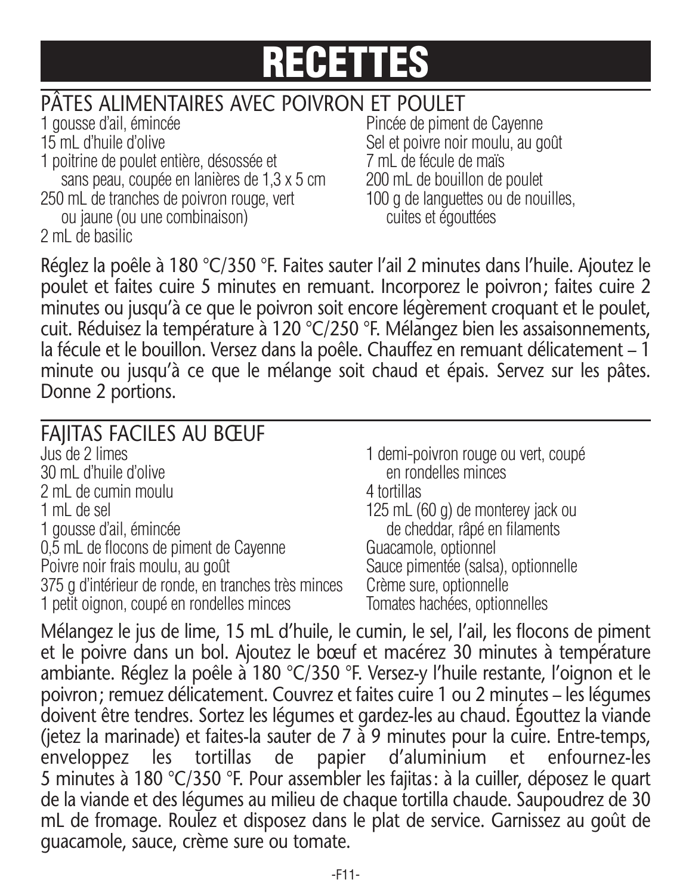# RECETTES

## PÂTES ALIMENTAIRES AVEC POIVRON ET POULET

1 gousse d'ail, émincée
15 mL d'huile d'olive
1 poitrine de poulet entière, désossée et sans peau, coupée en lanières de 1,3 x 5 cm
250 mL de tranches de poivron rouge, vert ou jaune (ou une combinaison)
2 mL de basilic
Pincée de piment de Cayenne
Sel et poivre noir moulu, au goût
7 mL de fécule de maïs
200 mL de bouillon de poulet
100 g de languettes ou de nouilles, cuites et égouttées

Réglez la poêle à 180 °C/350 °F. Faites sauter l'ail 2 minutes dans l'huile. Ajoutez le poulet et faites cuire 5 minutes en remuant. Incorporez le poivron; faites cuire 2 minutes ou jusqu'à ce que le poivron soit encore légèrement croquant et le poulet, cuit. Réduisez la température à 120 °C/250 °F. Mélangez bien les assaisonnements, la fécule et le bouillon. Versez dans la poêle. Chauffez en remuant délicatement – 1 minute ou jusqu'à ce que le mélange soit chaud et épais. Servez sur les pâtes. Donne 2 portions.

## FAJITAS FACILES AU BŒUF

Jus de 2 limes
30 mL d'huile d'olive
2 mL de cumin moulu
1 mL de sel
1 gousse d'ail, émincée
0,5 mL de flocons de piment de Cayenne
Poivre noir frais moulu, au goût
375 g d'intérieur de ronde, en tranches très minces
1 petit oignon, coupé en rondelles minces
1 demi-poivron rouge ou vert, coupé en rondelles minces
4 tortillas
125 mL (60 g) de monterey jack ou de cheddar, râpé en filaments
Guacamole, optionnel
Sauce pimentée (salsa), optionnelle
Crème sure, optionnelle
Tomates hachées, optionnelles

Mélangez le jus de lime, 15 mL d'huile, le cumin, le sel, l'ail, les flocons de piment et le poivre dans un bol. Ajoutez le bœuf et macérez 30 minutes à température ambiante. Réglez la poêle à 180 °C/350 °F. Versez-y l'huile restante, l'oignon et le poivron; remuez délicatement. Couvrez et faites cuire 1 ou 2 minutes – les légumes doivent être tendres. Sortez les légumes et gardez-les au chaud. Égouttez la viande (jetez la marinade) et faites-la sauter de 7 à 9 minutes pour la cuire. Entre-temps, enveloppez les tortillas de papier d'aluminium et enfournez-les 5 minutes à 180 °C/350 °F. Pour assembler les fajitas : à la cuiller, déposez le quart de la viande et des légumes au milieu de chaque tortilla chaude. Saupoudrez de 30 mL de fromage. Roulez et disposez dans le plat de service. Garnissez au goût de guacamole, sauce, crème sure ou tomate.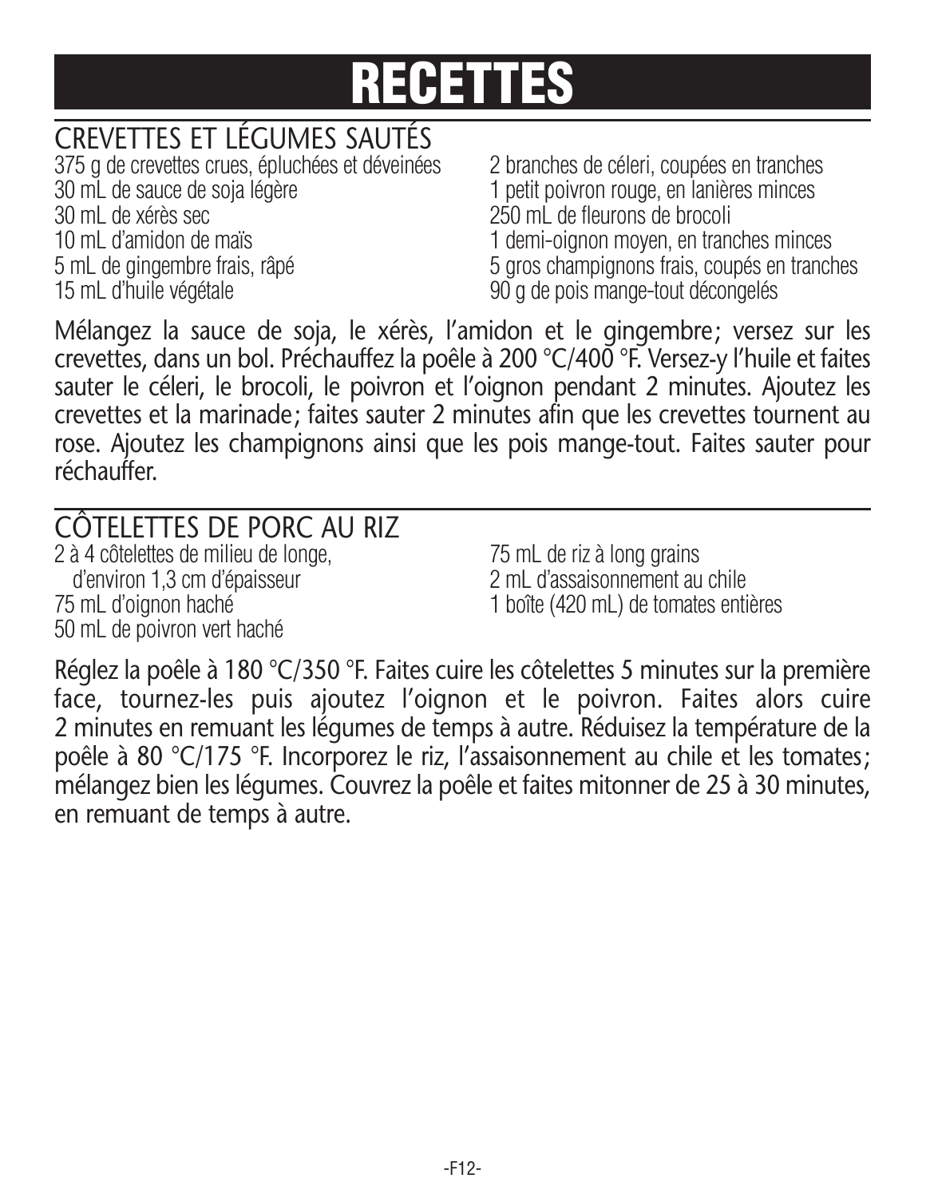# RECETTES

## CREVETTES ET LÉGUMES SAUTÉS

375 g de crevettes crues, épluchées et déveinées
30 mL de sauce de soja légère
30 mL de xérès sec
10 mL d'amidon de maïs
5 mL de gingembre frais, râpé
15 mL d'huile végétale
2 branches de céleri, coupées en tranches
1 petit poivron rouge, en lanières minces
250 mL de fleurons de brocoli
1 demi-oignon moyen, en tranches minces
5 gros champignons frais, coupés en tranches
90 g de pois mange-tout décongelés

Mélangez la sauce de soja, le xérès, l'amidon et le gingembre ; versez sur les crevettes, dans un bol. Préchauffez la poêle à 200 °C/400 °F. Versez-y l'huile et faites sauter le céleri, le brocoli, le poivron et l'oignon pendant 2 minutes. Ajoutez les crevettes et la marinade ; faites sauter 2 minutes afin que les crevettes tournent au rose. Ajoutez les champignons ainsi que les pois mange-tout. Faites sauter pour réchauffer.

## CÔTELETTES DE PORC AU RIZ

2 à 4 côtelettes de milieu de longe, d'environ 1,3 cm d'épaisseur
75 mL d'oignon haché
50 mL de poivron vert haché
75 mL de riz à long grains
2 mL d'assaisonnement au chile
1 boîte (420 mL) de tomates entières

Réglez la poêle à 180 °C/350 °F. Faites cuire les côtelettes 5 minutes sur la première face, tournez-les puis ajoutez l'oignon et le poivron. Faites alors cuire 2 minutes en remuant les légumes de temps à autre. Réduisez la température de la poêle à 80 °C/175 °F. Incorporez le riz, l'assaisonnement au chile et les tomates ; mélangez bien les légumes. Couvrez la poêle et faites mitonner de 25 à 30 minutes, en remuant de temps à autre.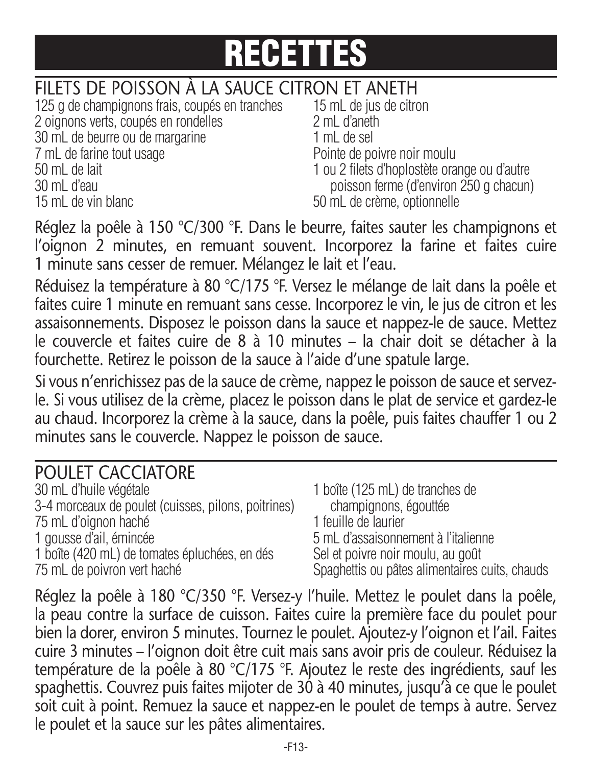# RECETTES

## FILETS DE POISSON À LA SAUCE CITRON ET ANETH

- 125 g de champignons frais, coupés en tranches
- 2 oignons verts, coupés en rondelles
- 30 mL de beurre ou de margarine
- 7 mL de farine tout usage
- 50 mL de lait
- 30 mL d'eau
- 15 mL de vin blanc
- 15 mL de jus de citron
- 2 mL d'aneth
- 1 mL de sel
- Pointe de poivre noir moulu
- 1 ou 2 filets d'hoplostète orange ou d'autre poisson ferme (d'environ 250 g chacun)
- 50 mL de crème, optionnelle

Réglez la poêle à 150 °C/300 °F. Dans le beurre, faites sauter les champignons et l'oignon 2 minutes, en remuant souvent. Incorporez la farine et faites cuire 1 minute sans cesser de remuer. Mélangez le lait et l'eau.

Réduisez la température à 80 °C/175 °F. Versez le mélange de lait dans la poêle et faites cuire 1 minute en remuant sans cesse. Incorporez le vin, le jus de citron et les assaisonnements. Disposez le poisson dans la sauce et nappez-le de sauce. Mettez le couvercle et faites cuire de 8 à 10 minutes – la chair doit se détacher à la fourchette. Retirez le poisson de la sauce à l'aide d'une spatule large.

Si vous n'enrichissez pas de la sauce de crème, nappez le poisson de sauce et servez-le. Si vous utilisez de la crème, placez le poisson dans le plat de service et gardez-le au chaud. Incorporez la crème à la sauce, dans la poêle, puis faites chauffer 1 ou 2 minutes sans le couvercle. Nappez le poisson de sauce.

## POULET CACCIATORE

- 30 mL d'huile végétale
- 3-4 morceaux de poulet (cuisses, pilons, poitrines)
- 75 mL d'oignon haché
- 1 gousse d'ail, émincée
- 1 boîte (420 mL) de tomates épluchées, en dés
- 75 mL de poivron vert haché
- 1 boîte (125 mL) de tranches de champignons, égouttée
- 1 feuille de laurier
- 5 mL d'assaisonnement à l'italienne
- Sel et poivre noir moulu, au goût
- Spaghettis ou pâtes alimentaires cuits, chauds

Réglez la poêle à 180 °C/350 °F. Versez-y l'huile. Mettez le poulet dans la poêle, la peau contre la surface de cuisson. Faites cuire la première face du poulet pour bien la dorer, environ 5 minutes. Tournez le poulet. Ajoutez-y l'oignon et l'ail. Faites cuire 3 minutes – l'oignon doit être cuit mais sans avoir pris de couleur. Réduisez la température de la poêle à 80 °C/175 °F. Ajoutez le reste des ingrédients, sauf les spaghettis. Couvrez puis faites mijoter de 30 à 40 minutes, jusqu'à ce que le poulet soit cuit à point. Remuez la sauce et nappez-en le poulet de temps à autre. Servez le poulet et la sauce sur les pâtes alimentaires.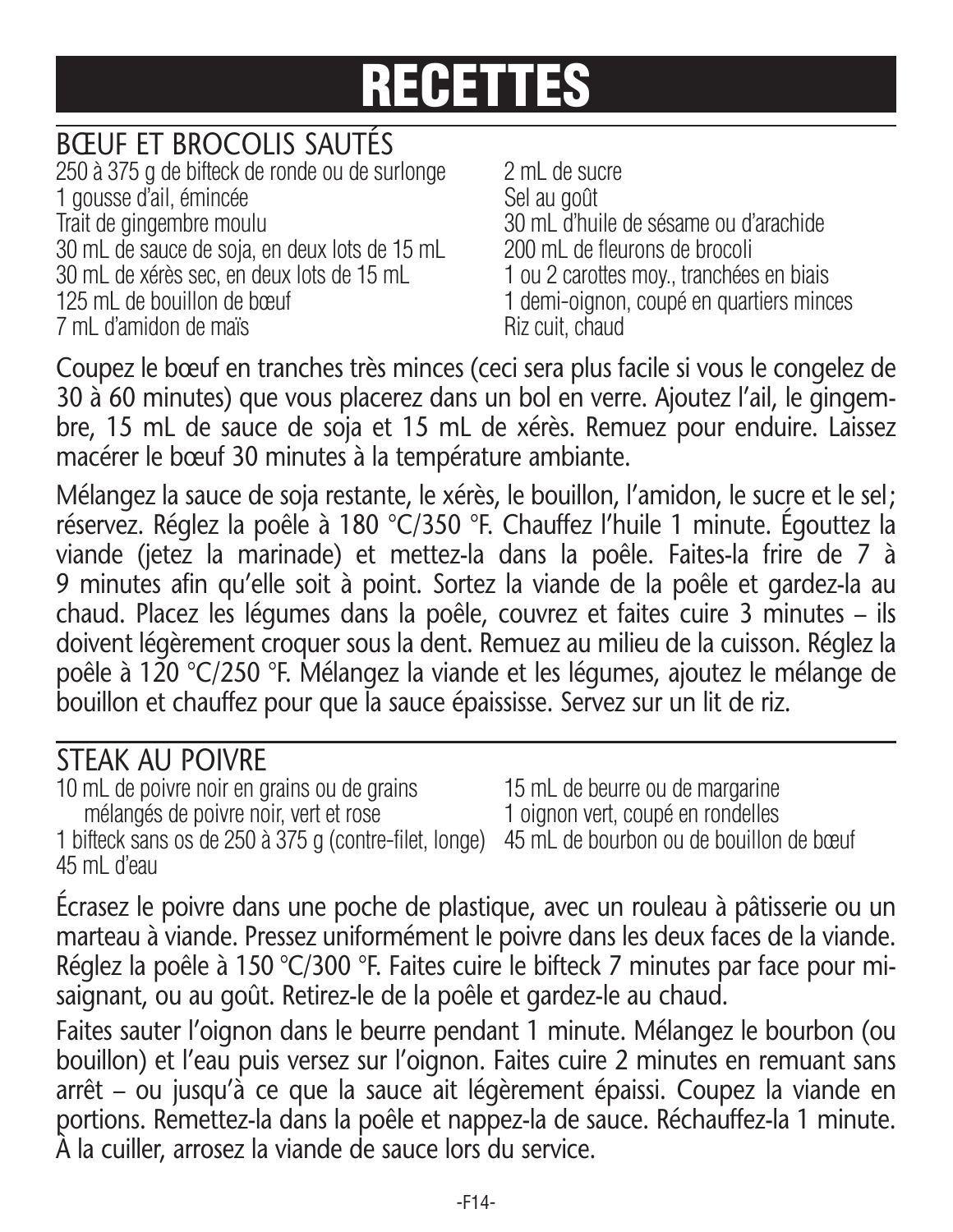# RECETTES

## BŒUF ET BROCOLIS SAUTÉS

250 à 375 g de bifteck de ronde ou de surlonge
1 gousse d'ail, émincée
Trait de gingembre moulu
30 mL de sauce de soja, en deux lots de 15 mL
30 mL de xérès sec, en deux lots de 15 mL
125 mL de bouillon de bœuf
7 mL d'amidon de maïs
2 mL de sucre
Sel au goût
30 mL d'huile de sésame ou d'arachide
200 mL de fleurons de brocoli
1 ou 2 carottes moy., tranchées en biais
1 demi-oignon, coupé en quartiers minces
Riz cuit, chaud

Coupez le bœuf en tranches très minces (ceci sera plus facile si vous le congelez de 30 à 60 minutes) que vous placerez dans un bol en verre. Ajoutez l'ail, le gingembre, 15 mL de sauce de soja et 15 mL de xérès. Remuez pour enduire. Laissez macérer le bœuf 30 minutes à la température ambiante.

Mélangez la sauce de soja restante, le xérès, le bouillon, l'amidon, le sucre et le sel; réservez. Réglez la poêle à 180 °C/350 °F. Chauffez l'huile 1 minute. Égouttez la viande (jetez la marinade) et mettez-la dans la poêle. Faites-la frire de 7 à 9 minutes afin qu'elle soit à point. Sortez la viande de la poêle et gardez-la au chaud. Placez les légumes dans la poêle, couvrez et faites cuire 3 minutes – ils doivent légèrement croquer sous la dent. Remuez au milieu de la cuisson. Réglez la poêle à 120 °C/250 °F. Mélangez la viande et les légumes, ajoutez le mélange de bouillon et chauffez pour que la sauce épaississe. Servez sur un lit de riz.

## STEAK AU POIVRE

10 mL de poivre noir en grains ou de grains mélangés de poivre noir, vert et rose
1 bifteck sans os de 250 à 375 g (contre-filet, longe)
45 mL d'eau
15 mL de beurre ou de margarine
1 oignon vert, coupé en rondelles
45 mL de bourbon ou de bouillon de bœuf

Écrasez le poivre dans une poche de plastique, avec un rouleau à pâtisserie ou un marteau à viande. Pressez uniformément le poivre dans les deux faces de la viande. Réglez la poêle à 150 °C/300 °F. Faites cuire le bifteck 7 minutes par face pour mi-saignant, ou au goût. Retirez-le de la poêle et gardez-le au chaud.

Faites sauter l'oignon dans le beurre pendant 1 minute. Mélangez le bourbon (ou bouillon) et l'eau puis versez sur l'oignon. Faites cuire 2 minutes en remuant sans arrêt – ou jusqu'à ce que la sauce ait légèrement épaissi. Coupez la viande en portions. Remettez-la dans la poêle et nappez-la de sauce. Réchauffez-la 1 minute. À la cuiller, arrosez la viande de sauce lors du service.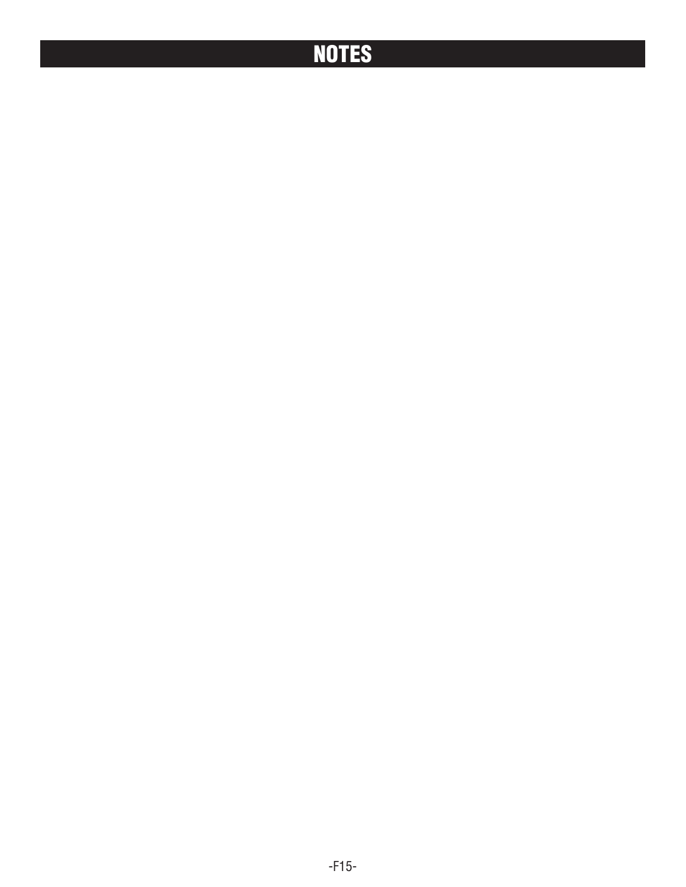# NOTES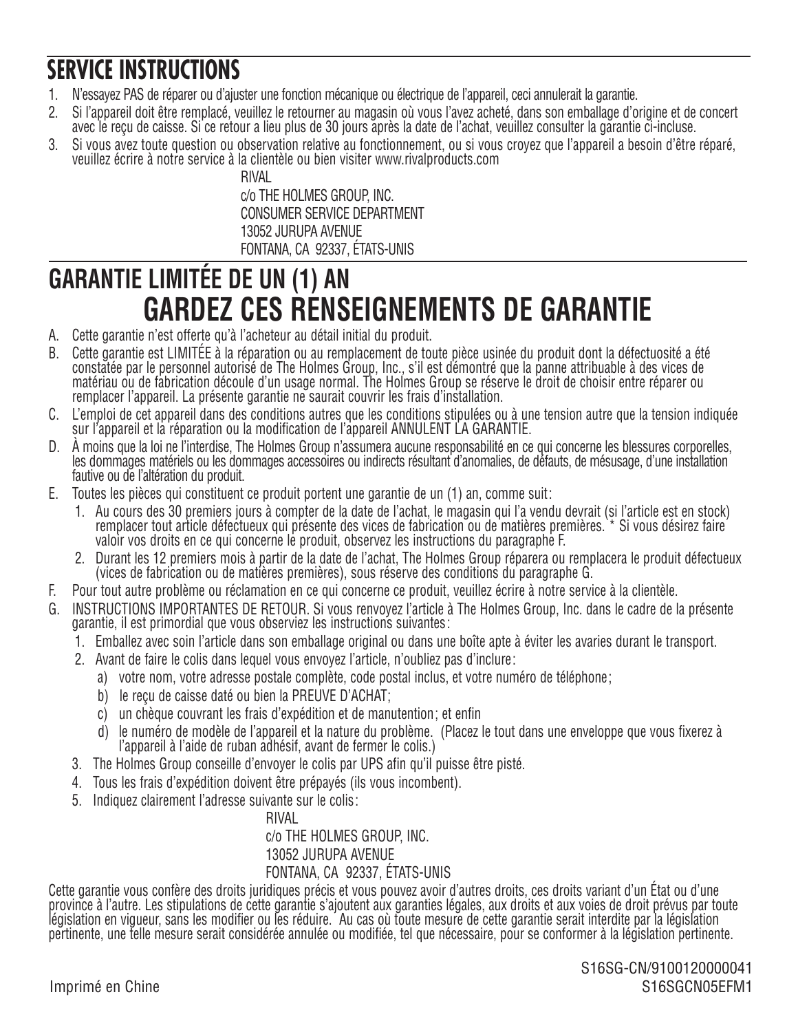## SERVICE INSTRUCTIONS

1. N'essayez PAS de réparer ou d'ajuster une fonction mécanique ou électrique de l'appareil, ceci annulerait la garantie.
2. Si l'appareil doit être remplacé, veuillez le retourner au magasin où vous l'avez acheté, dans son emballage d'origine et de concert avec le reçu de caisse. Si ce retour a lieu plus de 30 jours après la date de l'achat, veuillez consulter la garantie ci-incluse.
3. Si vous avez toute question ou observation relative au fonctionnement, ou si vous croyez que l'appareil a besoin d'être réparé, veuillez écrire à notre service à la clientèle ou bien visiter www.rivalproducts.com

RIVAL
c/o THE HOLMES GROUP, INC.
CONSUMER SERVICE DEPARTMENT
13052 JURUPA AVENUE
FONTANA, CA 92337, ÉTATS-UNIS

## GARANTIE LIMITÉE DE UN (1) AN

## GARDEZ CES RENSEIGNEMENTS DE GARANTIE

A. Cette garantie n'est offerte qu'à l'acheteur au détail initial du produit.

B. Cette garantie est LIMITÉE à la réparation ou au remplacement de toute pièce usinée du produit dont la défectuosité a été constatée par le personnel autorisé de The Holmes Group, Inc., s'il est démontré que la panne attribuable à des vices de matériau ou de fabrication découle d'un usage normal. The Holmes Group se réserve le droit de choisir entre réparer ou remplacer l'appareil. La présente garantie ne saurait couvrir les frais d'installation.

C. L'emploi de cet appareil dans des conditions autres que les conditions stipulées ou à une tension autre que la tension indiquée sur l'appareil et la réparation ou la modification de l'appareil ANNULENT LA GARANTIE.

D. À moins que la loi ne l'interdise, The Holmes Group n'assumera aucune responsabilité en ce qui concerne les blessures corporelles, les dommages matériels ou les dommages accessoires ou indirects résultant d'anomalies, de défauts, de mésusage, d'une installation fautive ou de l'altération du produit.

E. Toutes les pièces qui constituent ce produit portent une garantie de un (1) an, comme suit :
   1. Au cours des 30 premiers jours à compter de la date de l'achat, le magasin qui l'a vendu devrait (si l'article est en stock) remplacer tout article défectueux qui présente des vices de fabrication ou de matières premières. * Si vous désirez faire valoir vos droits en ce qui concerne le produit, observez les instructions du paragraphe F.
   2. Durant les 12 premiers mois à partir de la date de l'achat, The Holmes Group réparera ou remplacera le produit défectueux (vices de fabrication ou de matières premières), sous réserve des conditions du paragraphe G.

F. Pour tout autre problème ou réclamation en ce qui concerne ce produit, veuillez écrire à notre service à la clientèle.

G. INSTRUCTIONS IMPORTANTES DE RETOUR. Si vous renvoyez l'article à The Holmes Group, Inc. dans le cadre de la présente garantie, il est primordial que vous observiez les instructions suivantes :
   1. Emballez avec soin l'article dans son emballage original ou dans une boîte apte à éviter les avaries durant le transport.
   2. Avant de faire le colis dans lequel vous envoyez l'article, n'oubliez pas d'inclure :
      a) votre nom, votre adresse postale complète, code postal inclus, et votre numéro de téléphone ;
      b) le reçu de caisse daté ou bien la PREUVE D'ACHAT;
      c) un chèque couvrant les frais d'expédition et de manutention ; et enfin
      d) le numéro de modèle de l'appareil et la nature du problème. (Placez le tout dans une enveloppe que vous fixerez à l'appareil à l'aide de ruban adhésif, avant de fermer le colis.)
   3. The Holmes Group conseille d'envoyer le colis par UPS afin qu'il puisse être pisté.
   4. Tous les frais d'expédition doivent être prépayés (ils vous incombent).
   5. Indiquez clairement l'adresse suivante sur le colis :

RIVAL
c/o THE HOLMES GROUP, INC.
13052 JURUPA AVENUE
FONTANA, CA 92337, ÉTATS-UNIS

Cette garantie vous confère des droits juridiques précis et vous pouvez avoir d'autres droits, ces droits variant d'un État ou d'une province à l'autre. Les stipulations de cette garantie s'ajoutent aux garanties légales, aux droits et aux voies de droit prévus par toute législation en vigueur, sans les modifier ou les réduire. Au cas où toute mesure de cette garantie serait interdite par la législation pertinente, une telle mesure serait considérée annulée ou modifiée, tel que nécessaire, pour se conformer à la législation pertinente.

Imprimé en Chine

S16SG-CN/9100120000041
S16SGCN05EFM1